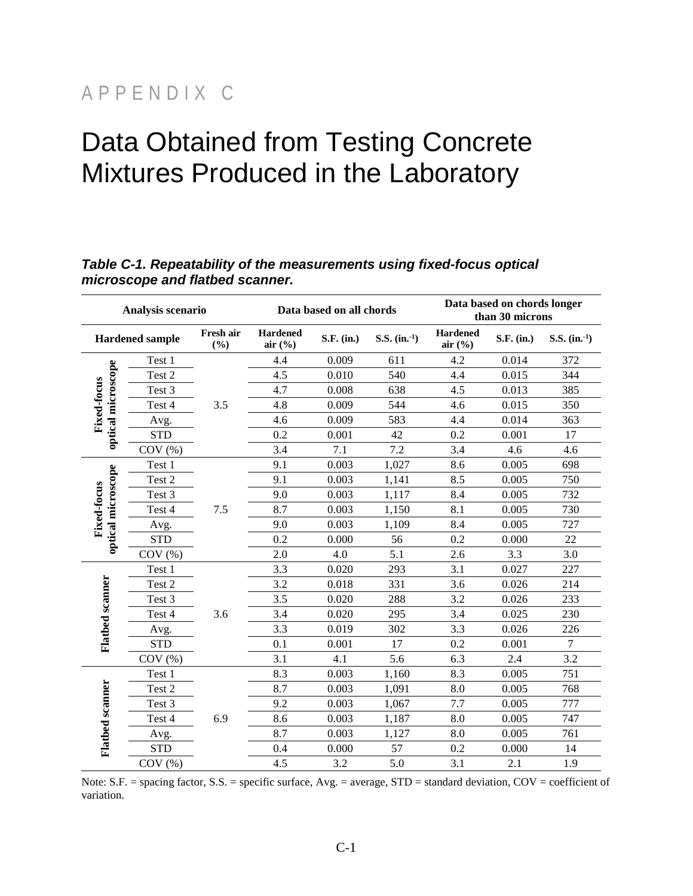# APPENDIX C

# Data Obtained from Testing Concrete Mixtures Produced in the Laboratory

***Table C-1. Repeatability of the measurements using fixed-focus optical microscope and flatbed scanner.***

| Analysis scenario | | | Data based on all chords | | | Data based on chords longer than 30 microns | | |
|---|---|---|---|---|---|---|---|---|
| Hardened sample | | Fresh air (%) | Hardened air (%) | S.F. (in.) | S.S. (in.$^{-1}$) | Hardened air (%) | S.F. (in.) | S.S. (in.$^{-1}$) |
| Fixed-focus optical microscope | Test 1 | 3.5 | 4.4 | 0.009 | 611 | 4.2 | 0.014 | 372 |
| | Test 2 | | 4.5 | 0.010 | 540 | 4.4 | 0.015 | 344 |
| | Test 3 | | 4.7 | 0.008 | 638 | 4.5 | 0.013 | 385 |
| | Test 4 | | 4.8 | 0.009 | 544 | 4.6 | 0.015 | 350 |
| | Avg. | | 4.6 | 0.009 | 583 | 4.4 | 0.014 | 363 |
| | STD | | 0.2 | 0.001 | 42 | 0.2 | 0.001 | 17 |
| | COV (%) | | 3.4 | 7.1 | 7.2 | 3.4 | 4.6 | 4.6 |
| Fixed-focus optical microscope | Test 1 | 7.5 | 9.1 | 0.003 | 1,027 | 8.6 | 0.005 | 698 |
| | Test 2 | | 9.1 | 0.003 | 1,141 | 8.5 | 0.005 | 750 |
| | Test 3 | | 9.0 | 0.003 | 1,117 | 8.4 | 0.005 | 732 |
| | Test 4 | | 8.7 | 0.003 | 1,150 | 8.1 | 0.005 | 730 |
| | Avg. | | 9.0 | 0.003 | 1,109 | 8.4 | 0.005 | 727 |
| | STD | | 0.2 | 0.000 | 56 | 0.2 | 0.000 | 22 |
| | COV (%) | | 2.0 | 4.0 | 5.1 | 2.6 | 3.3 | 3.0 |
| Flatbed scanner | Test 1 | 3.6 | 3.3 | 0.020 | 293 | 3.1 | 0.027 | 227 |
| | Test 2 | | 3.2 | 0.018 | 331 | 3.6 | 0.026 | 214 |
| | Test 3 | | 3.5 | 0.020 | 288 | 3.2 | 0.026 | 233 |
| | Test 4 | | 3.4 | 0.020 | 295 | 3.4 | 0.025 | 230 |
| | Avg. | | 3.3 | 0.019 | 302 | 3.3 | 0.026 | 226 |
| | STD | | 0.1 | 0.001 | 17 | 0.2 | 0.001 | 7 |
| | COV (%) | | 3.1 | 4.1 | 5.6 | 6.3 | 2.4 | 3.2 |
| Flatbed scanner | Test 1 | 6.9 | 8.3 | 0.003 | 1,160 | 8.3 | 0.005 | 751 |
| | Test 2 | | 8.7 | 0.003 | 1,091 | 8.0 | 0.005 | 768 |
| | Test 3 | | 9.2 | 0.003 | 1,067 | 7.7 | 0.005 | 777 |
| | Test 4 | | 8.6 | 0.003 | 1,187 | 8.0 | 0.005 | 747 |
| | Avg. | | 8.7 | 0.003 | 1,127 | 8.0 | 0.005 | 761 |
| | STD | | 0.4 | 0.000 | 57 | 0.2 | 0.000 | 14 |
| | COV (%) | | 4.5 | 3.2 | 5.0 | 3.1 | 2.1 | 1.9 |

Note: S.F. = spacing factor, S.S. = specific surface, Avg. = average, STD = standard deviation, COV = coefficient of variation.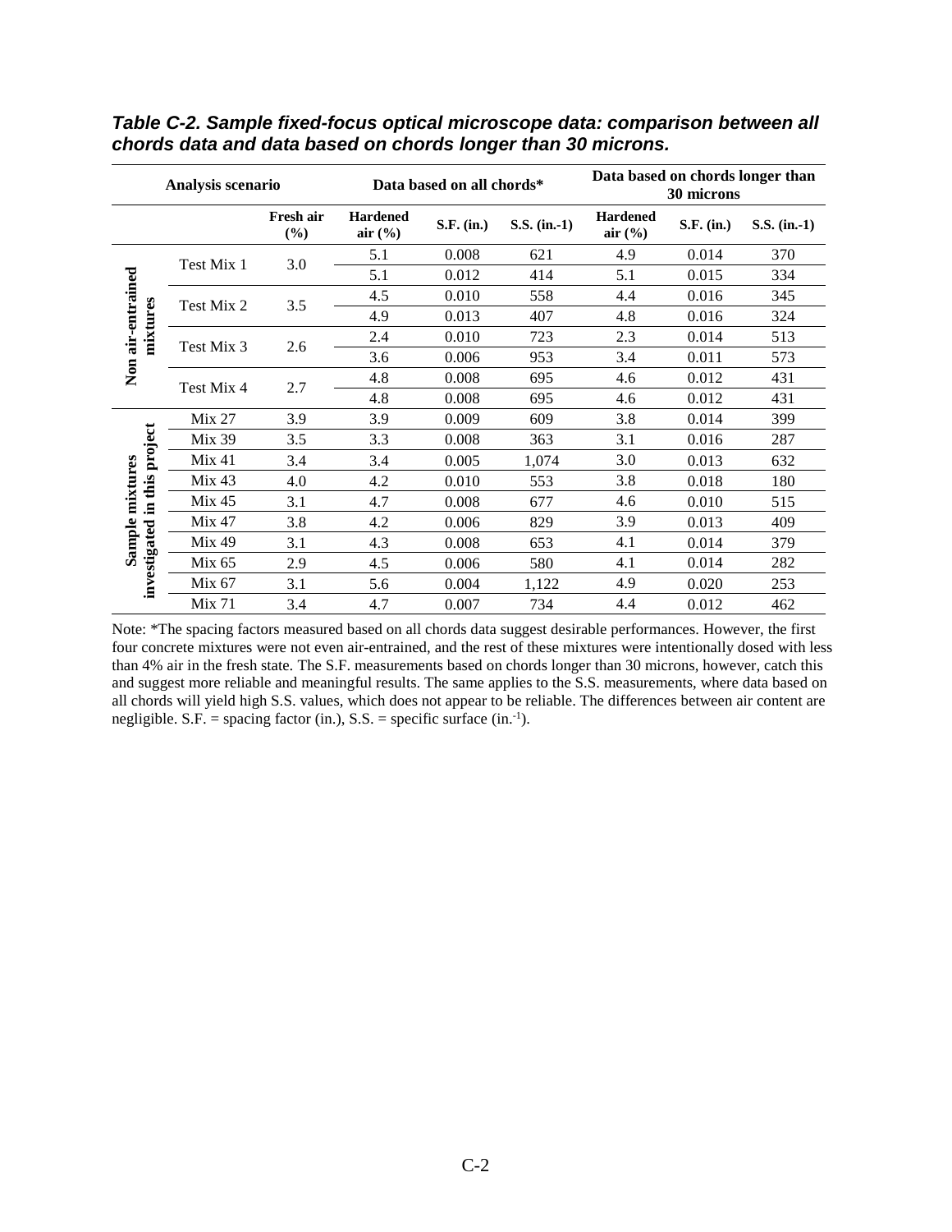*Table C-2. Sample fixed-focus optical microscope data: comparison between all chords data and data based on chords longer than 30 microns.*

| Analysis scenario | | | Data based on all chords* | | | Data based on chords longer than 30 microns | | |
|---|---|---|---|---|---|---|---|---|
| | | Fresh air (%) | Hardened air (%) | S.F. (in.) | S.S. (in.-1) | Hardened air (%) | S.F. (in.) | S.S. (in.-1) |
| Non air-entrained mixtures | Test Mix 1 | 3.0 | 5.1 | 0.008 | 621 | 4.9 | 0.014 | 370 |
| | | | 5.1 | 0.012 | 414 | 5.1 | 0.015 | 334 |
| | Test Mix 2 | 3.5 | 4.5 | 0.010 | 558 | 4.4 | 0.016 | 345 |
| | | | 4.9 | 0.013 | 407 | 4.8 | 0.016 | 324 |
| | Test Mix 3 | 2.6 | 2.4 | 0.010 | 723 | 2.3 | 0.014 | 513 |
| | | | 3.6 | 0.006 | 953 | 3.4 | 0.011 | 573 |
| | Test Mix 4 | 2.7 | 4.8 | 0.008 | 695 | 4.6 | 0.012 | 431 |
| | | | 4.8 | 0.008 | 695 | 4.6 | 0.012 | 431 |
| Sample mixtures investigated in this project | Mix 27 | 3.9 | 3.9 | 0.009 | 609 | 3.8 | 0.014 | 399 |
| | Mix 39 | 3.5 | 3.3 | 0.008 | 363 | 3.1 | 0.016 | 287 |
| | Mix 41 | 3.4 | 3.4 | 0.005 | 1,074 | 3.0 | 0.013 | 632 |
| | Mix 43 | 4.0 | 4.2 | 0.010 | 553 | 3.8 | 0.018 | 180 |
| | Mix 45 | 3.1 | 4.7 | 0.008 | 677 | 4.6 | 0.010 | 515 |
| | Mix 47 | 3.8 | 4.2 | 0.006 | 829 | 3.9 | 0.013 | 409 |
| | Mix 49 | 3.1 | 4.3 | 0.008 | 653 | 4.1 | 0.014 | 379 |
| | Mix 65 | 2.9 | 4.5 | 0.006 | 580 | 4.1 | 0.014 | 282 |
| | Mix 67 | 3.1 | 5.6 | 0.004 | 1,122 | 4.9 | 0.020 | 253 |
| | Mix 71 | 3.4 | 4.7 | 0.007 | 734 | 4.4 | 0.012 | 462 |

Note: *The spacing factors measured based on all chords data suggest desirable performances. However, the first four concrete mixtures were not even air-entrained, and the rest of these mixtures were intentionally dosed with less than 4% air in the fresh state. The S.F. measurements based on chords longer than 30 microns, however, catch this and suggest more reliable and meaningful results. The same applies to the S.S. measurements, where data based on all chords will yield high S.S. values, which does not appear to be reliable. The differences between air content are negligible. S.F. = spacing factor (in.), S.S. = specific surface (in.$^{-1}$).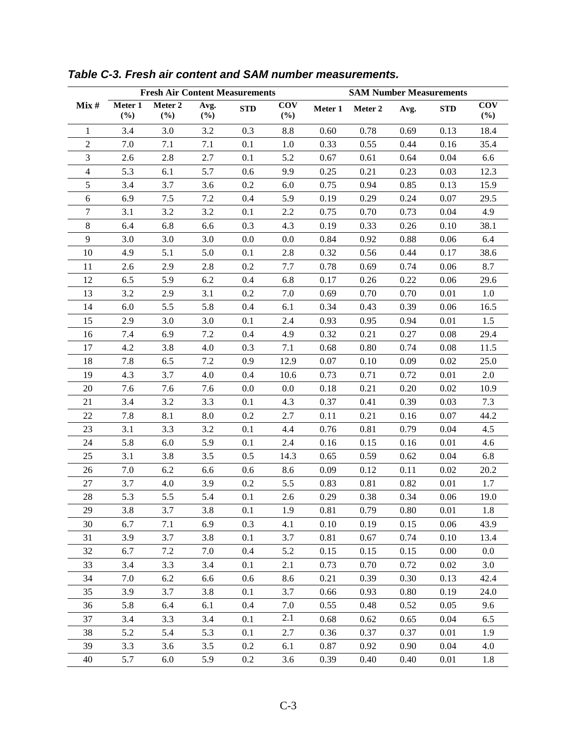*Table C-3. Fresh air content and SAM number measurements.*

| Mix # | Fresh Air Content Measurements | | | | | SAM Number Measurements | | | | |
|---|---|---|---|---|---|---|---|---|---|---|
| | Meter 1 (%) | Meter 2 (%) | Avg. (%) | STD | COV (%) | Meter 1 | Meter 2 | Avg. | STD | COV (%) |
| 1 | 3.4 | 3.0 | 3.2 | 0.3 | 8.8 | 0.60 | 0.78 | 0.69 | 0.13 | 18.4 |
| 2 | 7.0 | 7.1 | 7.1 | 0.1 | 1.0 | 0.33 | 0.55 | 0.44 | 0.16 | 35.4 |
| 3 | 2.6 | 2.8 | 2.7 | 0.1 | 5.2 | 0.67 | 0.61 | 0.64 | 0.04 | 6.6 |
| 4 | 5.3 | 6.1 | 5.7 | 0.6 | 9.9 | 0.25 | 0.21 | 0.23 | 0.03 | 12.3 |
| 5 | 3.4 | 3.7 | 3.6 | 0.2 | 6.0 | 0.75 | 0.94 | 0.85 | 0.13 | 15.9 |
| 6 | 6.9 | 7.5 | 7.2 | 0.4 | 5.9 | 0.19 | 0.29 | 0.24 | 0.07 | 29.5 |
| 7 | 3.1 | 3.2 | 3.2 | 0.1 | 2.2 | 0.75 | 0.70 | 0.73 | 0.04 | 4.9 |
| 8 | 6.4 | 6.8 | 6.6 | 0.3 | 4.3 | 0.19 | 0.33 | 0.26 | 0.10 | 38.1 |
| 9 | 3.0 | 3.0 | 3.0 | 0.0 | 0.0 | 0.84 | 0.92 | 0.88 | 0.06 | 6.4 |
| 10 | 4.9 | 5.1 | 5.0 | 0.1 | 2.8 | 0.32 | 0.56 | 0.44 | 0.17 | 38.6 |
| 11 | 2.6 | 2.9 | 2.8 | 0.2 | 7.7 | 0.78 | 0.69 | 0.74 | 0.06 | 8.7 |
| 12 | 6.5 | 5.9 | 6.2 | 0.4 | 6.8 | 0.17 | 0.26 | 0.22 | 0.06 | 29.6 |
| 13 | 3.2 | 2.9 | 3.1 | 0.2 | 7.0 | 0.69 | 0.70 | 0.70 | 0.01 | 1.0 |
| 14 | 6.0 | 5.5 | 5.8 | 0.4 | 6.1 | 0.34 | 0.43 | 0.39 | 0.06 | 16.5 |
| 15 | 2.9 | 3.0 | 3.0 | 0.1 | 2.4 | 0.93 | 0.95 | 0.94 | 0.01 | 1.5 |
| 16 | 7.4 | 6.9 | 7.2 | 0.4 | 4.9 | 0.32 | 0.21 | 0.27 | 0.08 | 29.4 |
| 17 | 4.2 | 3.8 | 4.0 | 0.3 | 7.1 | 0.68 | 0.80 | 0.74 | 0.08 | 11.5 |
| 18 | 7.8 | 6.5 | 7.2 | 0.9 | 12.9 | 0.07 | 0.10 | 0.09 | 0.02 | 25.0 |
| 19 | 4.3 | 3.7 | 4.0 | 0.4 | 10.6 | 0.73 | 0.71 | 0.72 | 0.01 | 2.0 |
| 20 | 7.6 | 7.6 | 7.6 | 0.0 | 0.0 | 0.18 | 0.21 | 0.20 | 0.02 | 10.9 |
| 21 | 3.4 | 3.2 | 3.3 | 0.1 | 4.3 | 0.37 | 0.41 | 0.39 | 0.03 | 7.3 |
| 22 | 7.8 | 8.1 | 8.0 | 0.2 | 2.7 | 0.11 | 0.21 | 0.16 | 0.07 | 44.2 |
| 23 | 3.1 | 3.3 | 3.2 | 0.1 | 4.4 | 0.76 | 0.81 | 0.79 | 0.04 | 4.5 |
| 24 | 5.8 | 6.0 | 5.9 | 0.1 | 2.4 | 0.16 | 0.15 | 0.16 | 0.01 | 4.6 |
| 25 | 3.1 | 3.8 | 3.5 | 0.5 | 14.3 | 0.65 | 0.59 | 0.62 | 0.04 | 6.8 |
| 26 | 7.0 | 6.2 | 6.6 | 0.6 | 8.6 | 0.09 | 0.12 | 0.11 | 0.02 | 20.2 |
| 27 | 3.7 | 4.0 | 3.9 | 0.2 | 5.5 | 0.83 | 0.81 | 0.82 | 0.01 | 1.7 |
| 28 | 5.3 | 5.5 | 5.4 | 0.1 | 2.6 | 0.29 | 0.38 | 0.34 | 0.06 | 19.0 |
| 29 | 3.8 | 3.7 | 3.8 | 0.1 | 1.9 | 0.81 | 0.79 | 0.80 | 0.01 | 1.8 |
| 30 | 6.7 | 7.1 | 6.9 | 0.3 | 4.1 | 0.10 | 0.19 | 0.15 | 0.06 | 43.9 |
| 31 | 3.9 | 3.7 | 3.8 | 0.1 | 3.7 | 0.81 | 0.67 | 0.74 | 0.10 | 13.4 |
| 32 | 6.7 | 7.2 | 7.0 | 0.4 | 5.2 | 0.15 | 0.15 | 0.15 | 0.00 | 0.0 |
| 33 | 3.4 | 3.3 | 3.4 | 0.1 | 2.1 | 0.73 | 0.70 | 0.72 | 0.02 | 3.0 |
| 34 | 7.0 | 6.2 | 6.6 | 0.6 | 8.6 | 0.21 | 0.39 | 0.30 | 0.13 | 42.4 |
| 35 | 3.9 | 3.7 | 3.8 | 0.1 | 3.7 | 0.66 | 0.93 | 0.80 | 0.19 | 24.0 |
| 36 | 5.8 | 6.4 | 6.1 | 0.4 | 7.0 | 0.55 | 0.48 | 0.52 | 0.05 | 9.6 |
| 37 | 3.4 | 3.3 | 3.4 | 0.1 | 2.1 | 0.68 | 0.62 | 0.65 | 0.04 | 6.5 |
| 38 | 5.2 | 5.4 | 5.3 | 0.1 | 2.7 | 0.36 | 0.37 | 0.37 | 0.01 | 1.9 |
| 39 | 3.3 | 3.6 | 3.5 | 0.2 | 6.1 | 0.87 | 0.92 | 0.90 | 0.04 | 4.0 |
| 40 | 5.7 | 6.0 | 5.9 | 0.2 | 3.6 | 0.39 | 0.40 | 0.40 | 0.01 | 1.8 |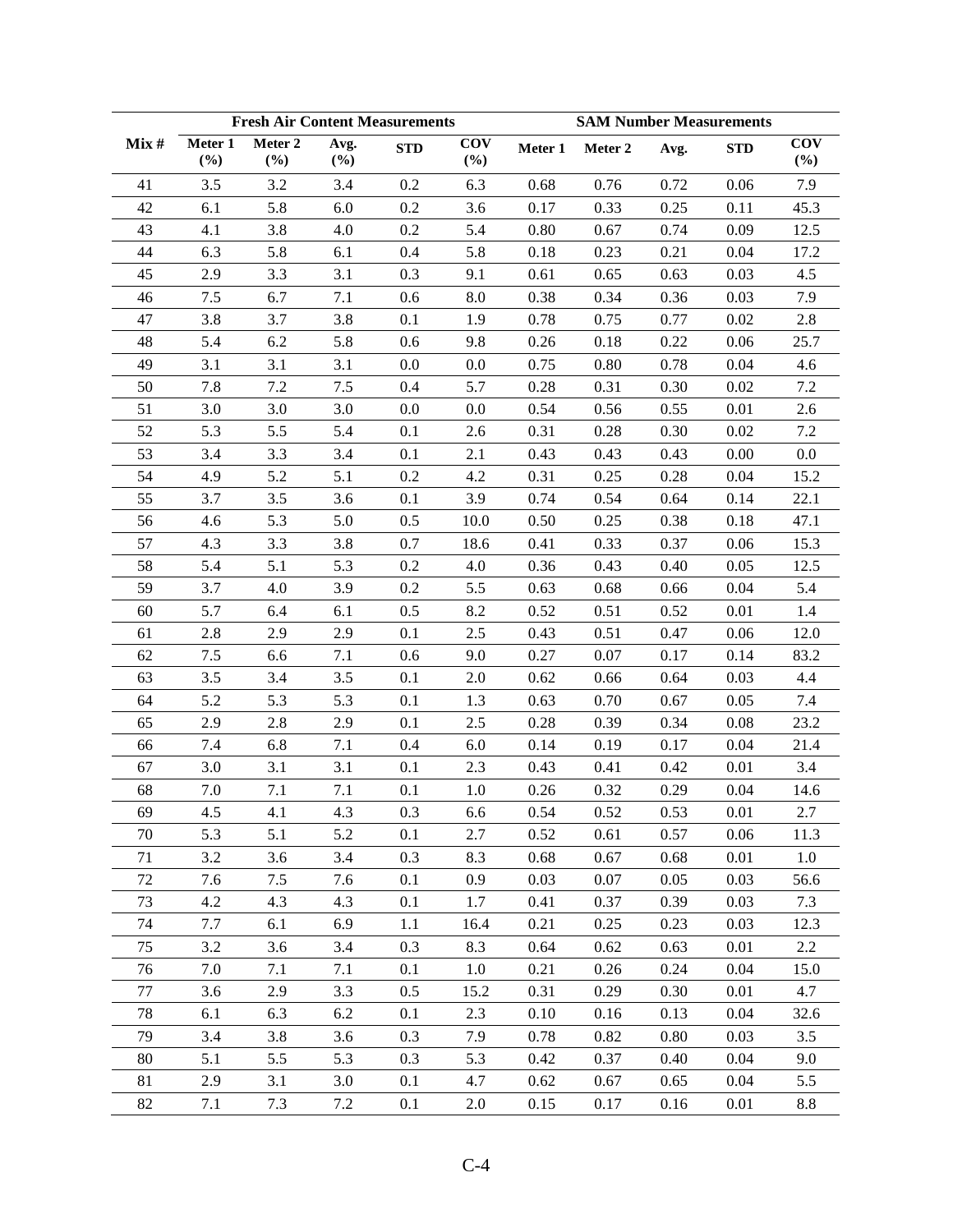| Mix # | Fresh Air Content Measurements | | | | | SAM Number Measurements | | | | |
|---|---|---|---|---|---|---|---|---|---|---|
| | Meter 1 (%) | Meter 2 (%) | Avg. (%) | STD | COV (%) | Meter 1 | Meter 2 | Avg. | STD | COV (%) |
| 41 | 3.5 | 3.2 | 3.4 | 0.2 | 6.3 | 0.68 | 0.76 | 0.72 | 0.06 | 7.9 |
| 42 | 6.1 | 5.8 | 6.0 | 0.2 | 3.6 | 0.17 | 0.33 | 0.25 | 0.11 | 45.3 |
| 43 | 4.1 | 3.8 | 4.0 | 0.2 | 5.4 | 0.80 | 0.67 | 0.74 | 0.09 | 12.5 |
| 44 | 6.3 | 5.8 | 6.1 | 0.4 | 5.8 | 0.18 | 0.23 | 0.21 | 0.04 | 17.2 |
| 45 | 2.9 | 3.3 | 3.1 | 0.3 | 9.1 | 0.61 | 0.65 | 0.63 | 0.03 | 4.5 |
| 46 | 7.5 | 6.7 | 7.1 | 0.6 | 8.0 | 0.38 | 0.34 | 0.36 | 0.03 | 7.9 |
| 47 | 3.8 | 3.7 | 3.8 | 0.1 | 1.9 | 0.78 | 0.75 | 0.77 | 0.02 | 2.8 |
| 48 | 5.4 | 6.2 | 5.8 | 0.6 | 9.8 | 0.26 | 0.18 | 0.22 | 0.06 | 25.7 |
| 49 | 3.1 | 3.1 | 3.1 | 0.0 | 0.0 | 0.75 | 0.80 | 0.78 | 0.04 | 4.6 |
| 50 | 7.8 | 7.2 | 7.5 | 0.4 | 5.7 | 0.28 | 0.31 | 0.30 | 0.02 | 7.2 |
| 51 | 3.0 | 3.0 | 3.0 | 0.0 | 0.0 | 0.54 | 0.56 | 0.55 | 0.01 | 2.6 |
| 52 | 5.3 | 5.5 | 5.4 | 0.1 | 2.6 | 0.31 | 0.28 | 0.30 | 0.02 | 7.2 |
| 53 | 3.4 | 3.3 | 3.4 | 0.1 | 2.1 | 0.43 | 0.43 | 0.43 | 0.00 | 0.0 |
| 54 | 4.9 | 5.2 | 5.1 | 0.2 | 4.2 | 0.31 | 0.25 | 0.28 | 0.04 | 15.2 |
| 55 | 3.7 | 3.5 | 3.6 | 0.1 | 3.9 | 0.74 | 0.54 | 0.64 | 0.14 | 22.1 |
| 56 | 4.6 | 5.3 | 5.0 | 0.5 | 10.0 | 0.50 | 0.25 | 0.38 | 0.18 | 47.1 |
| 57 | 4.3 | 3.3 | 3.8 | 0.7 | 18.6 | 0.41 | 0.33 | 0.37 | 0.06 | 15.3 |
| 58 | 5.4 | 5.1 | 5.3 | 0.2 | 4.0 | 0.36 | 0.43 | 0.40 | 0.05 | 12.5 |
| 59 | 3.7 | 4.0 | 3.9 | 0.2 | 5.5 | 0.63 | 0.68 | 0.66 | 0.04 | 5.4 |
| 60 | 5.7 | 6.4 | 6.1 | 0.5 | 8.2 | 0.52 | 0.51 | 0.52 | 0.01 | 1.4 |
| 61 | 2.8 | 2.9 | 2.9 | 0.1 | 2.5 | 0.43 | 0.51 | 0.47 | 0.06 | 12.0 |
| 62 | 7.5 | 6.6 | 7.1 | 0.6 | 9.0 | 0.27 | 0.07 | 0.17 | 0.14 | 83.2 |
| 63 | 3.5 | 3.4 | 3.5 | 0.1 | 2.0 | 0.62 | 0.66 | 0.64 | 0.03 | 4.4 |
| 64 | 5.2 | 5.3 | 5.3 | 0.1 | 1.3 | 0.63 | 0.70 | 0.67 | 0.05 | 7.4 |
| 65 | 2.9 | 2.8 | 2.9 | 0.1 | 2.5 | 0.28 | 0.39 | 0.34 | 0.08 | 23.2 |
| 66 | 7.4 | 6.8 | 7.1 | 0.4 | 6.0 | 0.14 | 0.19 | 0.17 | 0.04 | 21.4 |
| 67 | 3.0 | 3.1 | 3.1 | 0.1 | 2.3 | 0.43 | 0.41 | 0.42 | 0.01 | 3.4 |
| 68 | 7.0 | 7.1 | 7.1 | 0.1 | 1.0 | 0.26 | 0.32 | 0.29 | 0.04 | 14.6 |
| 69 | 4.5 | 4.1 | 4.3 | 0.3 | 6.6 | 0.54 | 0.52 | 0.53 | 0.01 | 2.7 |
| 70 | 5.3 | 5.1 | 5.2 | 0.1 | 2.7 | 0.52 | 0.61 | 0.57 | 0.06 | 11.3 |
| 71 | 3.2 | 3.6 | 3.4 | 0.3 | 8.3 | 0.68 | 0.67 | 0.68 | 0.01 | 1.0 |
| 72 | 7.6 | 7.5 | 7.6 | 0.1 | 0.9 | 0.03 | 0.07 | 0.05 | 0.03 | 56.6 |
| 73 | 4.2 | 4.3 | 4.3 | 0.1 | 1.7 | 0.41 | 0.37 | 0.39 | 0.03 | 7.3 |
| 74 | 7.7 | 6.1 | 6.9 | 1.1 | 16.4 | 0.21 | 0.25 | 0.23 | 0.03 | 12.3 |
| 75 | 3.2 | 3.6 | 3.4 | 0.3 | 8.3 | 0.64 | 0.62 | 0.63 | 0.01 | 2.2 |
| 76 | 7.0 | 7.1 | 7.1 | 0.1 | 1.0 | 0.21 | 0.26 | 0.24 | 0.04 | 15.0 |
| 77 | 3.6 | 2.9 | 3.3 | 0.5 | 15.2 | 0.31 | 0.29 | 0.30 | 0.01 | 4.7 |
| 78 | 6.1 | 6.3 | 6.2 | 0.1 | 2.3 | 0.10 | 0.16 | 0.13 | 0.04 | 32.6 |
| 79 | 3.4 | 3.8 | 3.6 | 0.3 | 7.9 | 0.78 | 0.82 | 0.80 | 0.03 | 3.5 |
| 80 | 5.1 | 5.5 | 5.3 | 0.3 | 5.3 | 0.42 | 0.37 | 0.40 | 0.04 | 9.0 |
| 81 | 2.9 | 3.1 | 3.0 | 0.1 | 4.7 | 0.62 | 0.67 | 0.65 | 0.04 | 5.5 |
| 82 | 7.1 | 7.3 | 7.2 | 0.1 | 2.0 | 0.15 | 0.17 | 0.16 | 0.01 | 8.8 |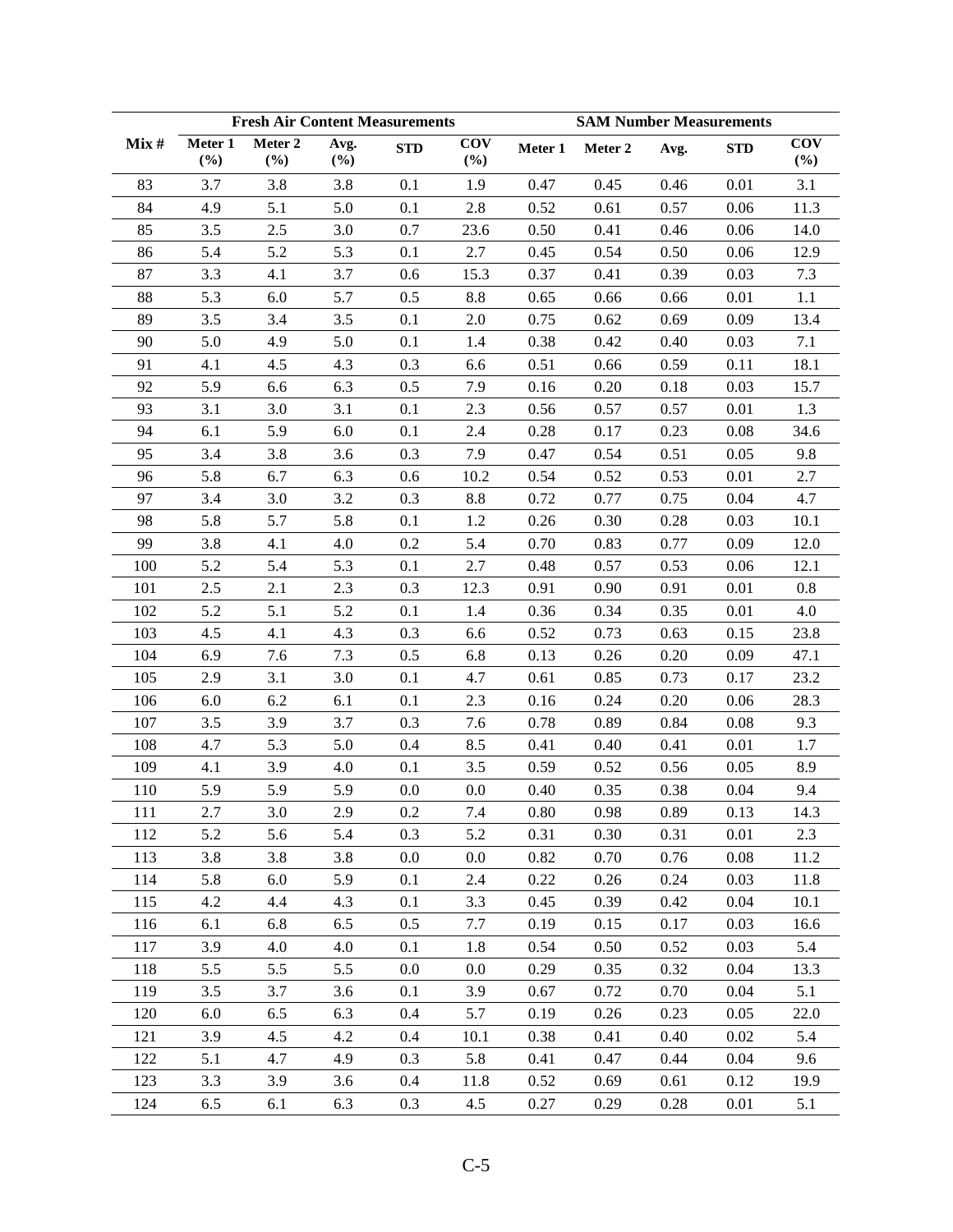| Mix # | Fresh Air Content Measurements | | | | | SAM Number Measurements | | | | |
|---|---|---|---|---|---|---|---|---|---|---|
| | Meter 1 (%) | Meter 2 (%) | Avg. (%) | STD | COV (%) | Meter 1 | Meter 2 | Avg. | STD | COV (%) |
| 83 | 3.7 | 3.8 | 3.8 | 0.1 | 1.9 | 0.47 | 0.45 | 0.46 | 0.01 | 3.1 |
| 84 | 4.9 | 5.1 | 5.0 | 0.1 | 2.8 | 0.52 | 0.61 | 0.57 | 0.06 | 11.3 |
| 85 | 3.5 | 2.5 | 3.0 | 0.7 | 23.6 | 0.50 | 0.41 | 0.46 | 0.06 | 14.0 |
| 86 | 5.4 | 5.2 | 5.3 | 0.1 | 2.7 | 0.45 | 0.54 | 0.50 | 0.06 | 12.9 |
| 87 | 3.3 | 4.1 | 3.7 | 0.6 | 15.3 | 0.37 | 0.41 | 0.39 | 0.03 | 7.3 |
| 88 | 5.3 | 6.0 | 5.7 | 0.5 | 8.8 | 0.65 | 0.66 | 0.66 | 0.01 | 1.1 |
| 89 | 3.5 | 3.4 | 3.5 | 0.1 | 2.0 | 0.75 | 0.62 | 0.69 | 0.09 | 13.4 |
| 90 | 5.0 | 4.9 | 5.0 | 0.1 | 1.4 | 0.38 | 0.42 | 0.40 | 0.03 | 7.1 |
| 91 | 4.1 | 4.5 | 4.3 | 0.3 | 6.6 | 0.51 | 0.66 | 0.59 | 0.11 | 18.1 |
| 92 | 5.9 | 6.6 | 6.3 | 0.5 | 7.9 | 0.16 | 0.20 | 0.18 | 0.03 | 15.7 |
| 93 | 3.1 | 3.0 | 3.1 | 0.1 | 2.3 | 0.56 | 0.57 | 0.57 | 0.01 | 1.3 |
| 94 | 6.1 | 5.9 | 6.0 | 0.1 | 2.4 | 0.28 | 0.17 | 0.23 | 0.08 | 34.6 |
| 95 | 3.4 | 3.8 | 3.6 | 0.3 | 7.9 | 0.47 | 0.54 | 0.51 | 0.05 | 9.8 |
| 96 | 5.8 | 6.7 | 6.3 | 0.6 | 10.2 | 0.54 | 0.52 | 0.53 | 0.01 | 2.7 |
| 97 | 3.4 | 3.0 | 3.2 | 0.3 | 8.8 | 0.72 | 0.77 | 0.75 | 0.04 | 4.7 |
| 98 | 5.8 | 5.7 | 5.8 | 0.1 | 1.2 | 0.26 | 0.30 | 0.28 | 0.03 | 10.1 |
| 99 | 3.8 | 4.1 | 4.0 | 0.2 | 5.4 | 0.70 | 0.83 | 0.77 | 0.09 | 12.0 |
| 100 | 5.2 | 5.4 | 5.3 | 0.1 | 2.7 | 0.48 | 0.57 | 0.53 | 0.06 | 12.1 |
| 101 | 2.5 | 2.1 | 2.3 | 0.3 | 12.3 | 0.91 | 0.90 | 0.91 | 0.01 | 0.8 |
| 102 | 5.2 | 5.1 | 5.2 | 0.1 | 1.4 | 0.36 | 0.34 | 0.35 | 0.01 | 4.0 |
| 103 | 4.5 | 4.1 | 4.3 | 0.3 | 6.6 | 0.52 | 0.73 | 0.63 | 0.15 | 23.8 |
| 104 | 6.9 | 7.6 | 7.3 | 0.5 | 6.8 | 0.13 | 0.26 | 0.20 | 0.09 | 47.1 |
| 105 | 2.9 | 3.1 | 3.0 | 0.1 | 4.7 | 0.61 | 0.85 | 0.73 | 0.17 | 23.2 |
| 106 | 6.0 | 6.2 | 6.1 | 0.1 | 2.3 | 0.16 | 0.24 | 0.20 | 0.06 | 28.3 |
| 107 | 3.5 | 3.9 | 3.7 | 0.3 | 7.6 | 0.78 | 0.89 | 0.84 | 0.08 | 9.3 |
| 108 | 4.7 | 5.3 | 5.0 | 0.4 | 8.5 | 0.41 | 0.40 | 0.41 | 0.01 | 1.7 |
| 109 | 4.1 | 3.9 | 4.0 | 0.1 | 3.5 | 0.59 | 0.52 | 0.56 | 0.05 | 8.9 |
| 110 | 5.9 | 5.9 | 5.9 | 0.0 | 0.0 | 0.40 | 0.35 | 0.38 | 0.04 | 9.4 |
| 111 | 2.7 | 3.0 | 2.9 | 0.2 | 7.4 | 0.80 | 0.98 | 0.89 | 0.13 | 14.3 |
| 112 | 5.2 | 5.6 | 5.4 | 0.3 | 5.2 | 0.31 | 0.30 | 0.31 | 0.01 | 2.3 |
| 113 | 3.8 | 3.8 | 3.8 | 0.0 | 0.0 | 0.82 | 0.70 | 0.76 | 0.08 | 11.2 |
| 114 | 5.8 | 6.0 | 5.9 | 0.1 | 2.4 | 0.22 | 0.26 | 0.24 | 0.03 | 11.8 |
| 115 | 4.2 | 4.4 | 4.3 | 0.1 | 3.3 | 0.45 | 0.39 | 0.42 | 0.04 | 10.1 |
| 116 | 6.1 | 6.8 | 6.5 | 0.5 | 7.7 | 0.19 | 0.15 | 0.17 | 0.03 | 16.6 |
| 117 | 3.9 | 4.0 | 4.0 | 0.1 | 1.8 | 0.54 | 0.50 | 0.52 | 0.03 | 5.4 |
| 118 | 5.5 | 5.5 | 5.5 | 0.0 | 0.0 | 0.29 | 0.35 | 0.32 | 0.04 | 13.3 |
| 119 | 3.5 | 3.7 | 3.6 | 0.1 | 3.9 | 0.67 | 0.72 | 0.70 | 0.04 | 5.1 |
| 120 | 6.0 | 6.5 | 6.3 | 0.4 | 5.7 | 0.19 | 0.26 | 0.23 | 0.05 | 22.0 |
| 121 | 3.9 | 4.5 | 4.2 | 0.4 | 10.1 | 0.38 | 0.41 | 0.40 | 0.02 | 5.4 |
| 122 | 5.1 | 4.7 | 4.9 | 0.3 | 5.8 | 0.41 | 0.47 | 0.44 | 0.04 | 9.6 |
| 123 | 3.3 | 3.9 | 3.6 | 0.4 | 11.8 | 0.52 | 0.69 | 0.61 | 0.12 | 19.9 |
| 124 | 6.5 | 6.1 | 6.3 | 0.3 | 4.5 | 0.27 | 0.29 | 0.28 | 0.01 | 5.1 |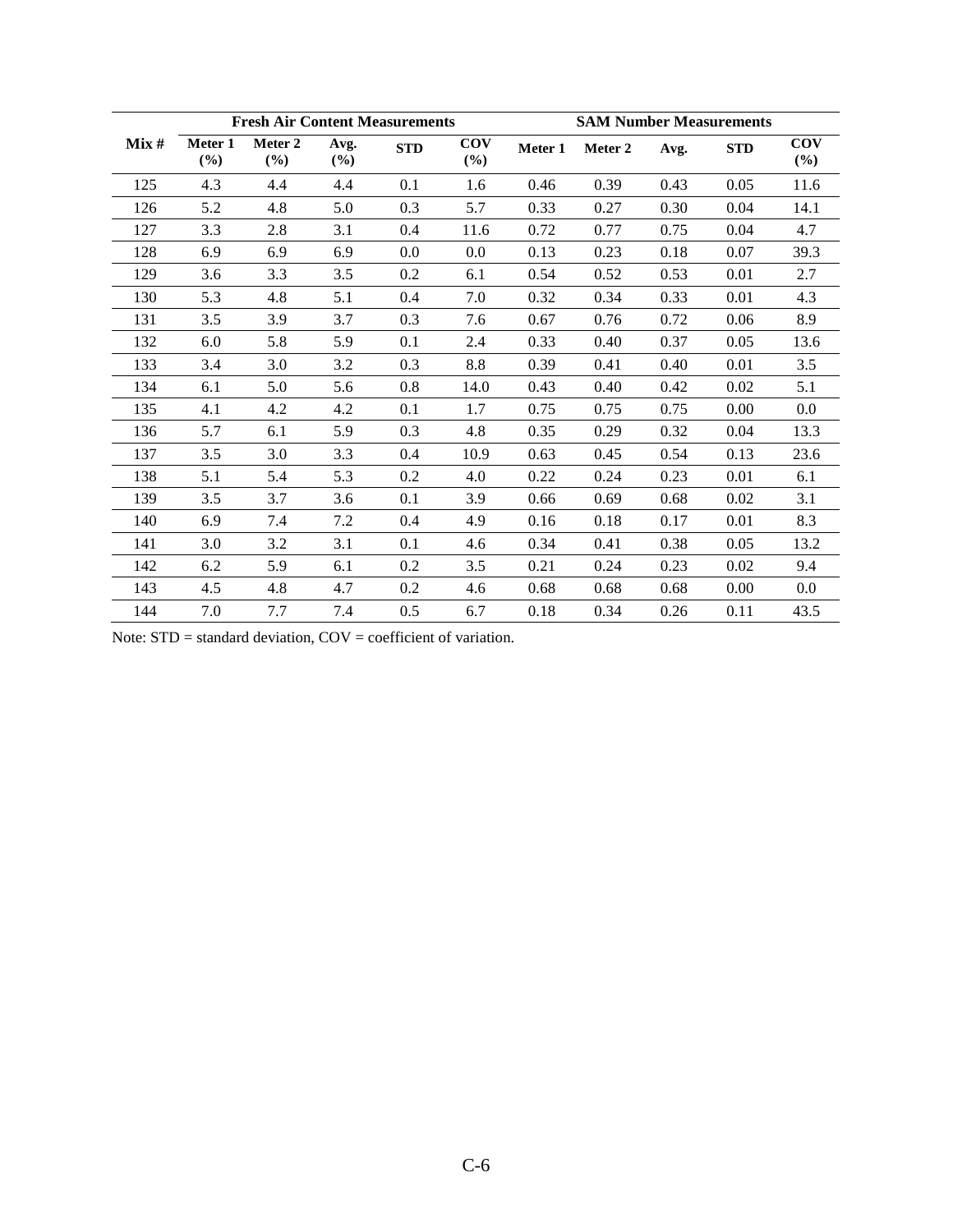| Mix # | Fresh Air Content Measurements | | | | | SAM Number Measurements | | | | |
|---|---|---|---|---|---|---|---|---|---|---|
| | Meter 1 (%) | Meter 2 (%) | Avg. (%) | STD | COV (%) | Meter 1 | Meter 2 | Avg. | STD | COV (%) |
| 125 | 4.3 | 4.4 | 4.4 | 0.1 | 1.6 | 0.46 | 0.39 | 0.43 | 0.05 | 11.6 |
| 126 | 5.2 | 4.8 | 5.0 | 0.3 | 5.7 | 0.33 | 0.27 | 0.30 | 0.04 | 14.1 |
| 127 | 3.3 | 2.8 | 3.1 | 0.4 | 11.6 | 0.72 | 0.77 | 0.75 | 0.04 | 4.7 |
| 128 | 6.9 | 6.9 | 6.9 | 0.0 | 0.0 | 0.13 | 0.23 | 0.18 | 0.07 | 39.3 |
| 129 | 3.6 | 3.3 | 3.5 | 0.2 | 6.1 | 0.54 | 0.52 | 0.53 | 0.01 | 2.7 |
| 130 | 5.3 | 4.8 | 5.1 | 0.4 | 7.0 | 0.32 | 0.34 | 0.33 | 0.01 | 4.3 |
| 131 | 3.5 | 3.9 | 3.7 | 0.3 | 7.6 | 0.67 | 0.76 | 0.72 | 0.06 | 8.9 |
| 132 | 6.0 | 5.8 | 5.9 | 0.1 | 2.4 | 0.33 | 0.40 | 0.37 | 0.05 | 13.6 |
| 133 | 3.4 | 3.0 | 3.2 | 0.3 | 8.8 | 0.39 | 0.41 | 0.40 | 0.01 | 3.5 |
| 134 | 6.1 | 5.0 | 5.6 | 0.8 | 14.0 | 0.43 | 0.40 | 0.42 | 0.02 | 5.1 |
| 135 | 4.1 | 4.2 | 4.2 | 0.1 | 1.7 | 0.75 | 0.75 | 0.75 | 0.00 | 0.0 |
| 136 | 5.7 | 6.1 | 5.9 | 0.3 | 4.8 | 0.35 | 0.29 | 0.32 | 0.04 | 13.3 |
| 137 | 3.5 | 3.0 | 3.3 | 0.4 | 10.9 | 0.63 | 0.45 | 0.54 | 0.13 | 23.6 |
| 138 | 5.1 | 5.4 | 5.3 | 0.2 | 4.0 | 0.22 | 0.24 | 0.23 | 0.01 | 6.1 |
| 139 | 3.5 | 3.7 | 3.6 | 0.1 | 3.9 | 0.66 | 0.69 | 0.68 | 0.02 | 3.1 |
| 140 | 6.9 | 7.4 | 7.2 | 0.4 | 4.9 | 0.16 | 0.18 | 0.17 | 0.01 | 8.3 |
| 141 | 3.0 | 3.2 | 3.1 | 0.1 | 4.6 | 0.34 | 0.41 | 0.38 | 0.05 | 13.2 |
| 142 | 6.2 | 5.9 | 6.1 | 0.2 | 3.5 | 0.21 | 0.24 | 0.23 | 0.02 | 9.4 |
| 143 | 4.5 | 4.8 | 4.7 | 0.2 | 4.6 | 0.68 | 0.68 | 0.68 | 0.00 | 0.0 |
| 144 | 7.0 | 7.7 | 7.4 | 0.5 | 6.7 | 0.18 | 0.34 | 0.26 | 0.11 | 43.5 |

Note: STD = standard deviation, COV = coefficient of variation.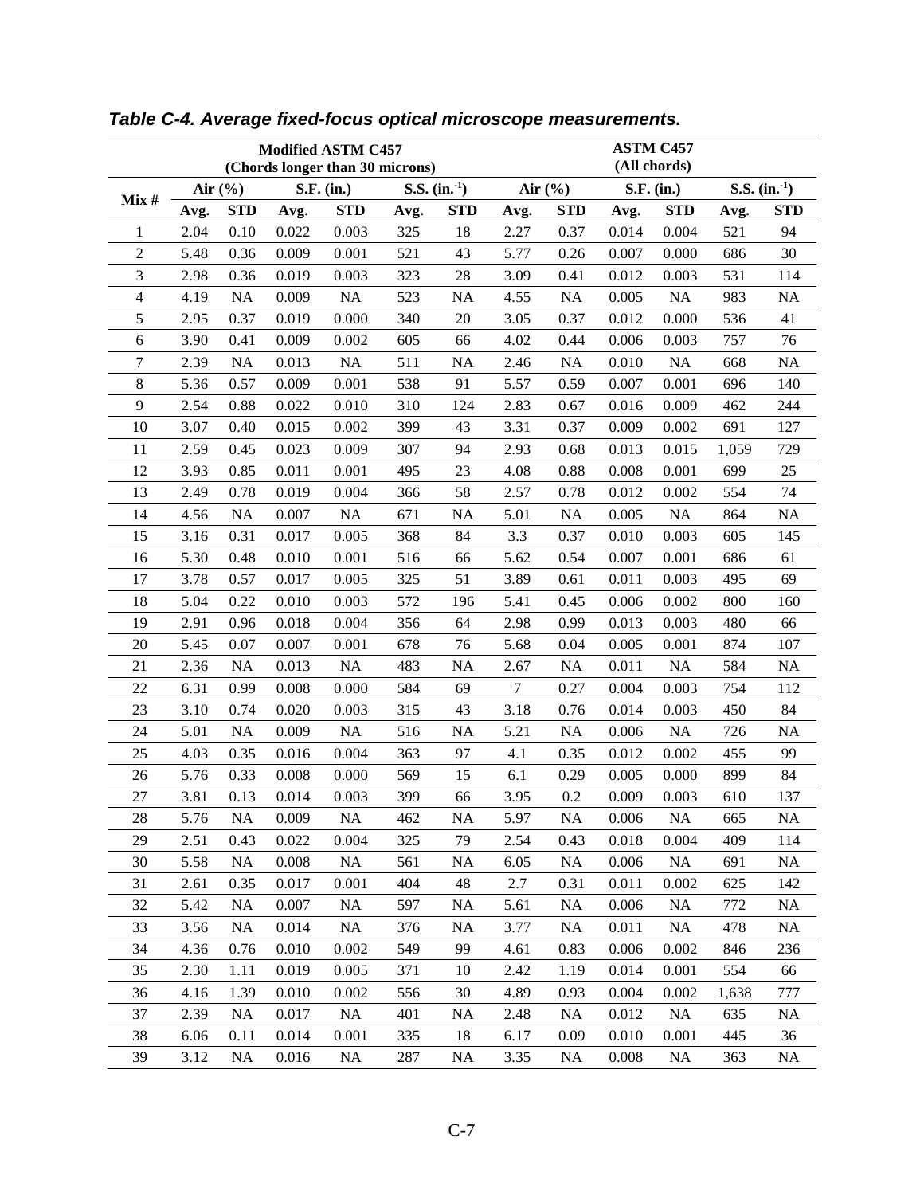***Table C-4. Average fixed-focus optical microscope measurements.***

| Mix # | Modified ASTM C457 (Chords longer than 30 microns) | | | | | | ASTM C457 (All chords) | | | | | |
|---|---|---|---|---|---|---|---|---|---|---|---|---|
| | Air (%) | | S.F. (in.) | | S.S. (in.$^{-1}$) | | Air (%) | | S.F. (in.) | | S.S. (in.$^{-1}$) | |
| | Avg. | STD | Avg. | STD | Avg. | STD | Avg. | STD | Avg. | STD | Avg. | STD |
| 1 | 2.04 | 0.10 | 0.022 | 0.003 | 325 | 18 | 2.27 | 0.37 | 0.014 | 0.004 | 521 | 94 |
| 2 | 5.48 | 0.36 | 0.009 | 0.001 | 521 | 43 | 5.77 | 0.26 | 0.007 | 0.000 | 686 | 30 |
| 3 | 2.98 | 0.36 | 0.019 | 0.003 | 323 | 28 | 3.09 | 0.41 | 0.012 | 0.003 | 531 | 114 |
| 4 | 4.19 | NA | 0.009 | NA | 523 | NA | 4.55 | NA | 0.005 | NA | 983 | NA |
| 5 | 2.95 | 0.37 | 0.019 | 0.000 | 340 | 20 | 3.05 | 0.37 | 0.012 | 0.000 | 536 | 41 |
| 6 | 3.90 | 0.41 | 0.009 | 0.002 | 605 | 66 | 4.02 | 0.44 | 0.006 | 0.003 | 757 | 76 |
| 7 | 2.39 | NA | 0.013 | NA | 511 | NA | 2.46 | NA | 0.010 | NA | 668 | NA |
| 8 | 5.36 | 0.57 | 0.009 | 0.001 | 538 | 91 | 5.57 | 0.59 | 0.007 | 0.001 | 696 | 140 |
| 9 | 2.54 | 0.88 | 0.022 | 0.010 | 310 | 124 | 2.83 | 0.67 | 0.016 | 0.009 | 462 | 244 |
| 10 | 3.07 | 0.40 | 0.015 | 0.002 | 399 | 43 | 3.31 | 0.37 | 0.009 | 0.002 | 691 | 127 |
| 11 | 2.59 | 0.45 | 0.023 | 0.009 | 307 | 94 | 2.93 | 0.68 | 0.013 | 0.015 | 1,059 | 729 |
| 12 | 3.93 | 0.85 | 0.011 | 0.001 | 495 | 23 | 4.08 | 0.88 | 0.008 | 0.001 | 699 | 25 |
| 13 | 2.49 | 0.78 | 0.019 | 0.004 | 366 | 58 | 2.57 | 0.78 | 0.012 | 0.002 | 554 | 74 |
| 14 | 4.56 | NA | 0.007 | NA | 671 | NA | 5.01 | NA | 0.005 | NA | 864 | NA |
| 15 | 3.16 | 0.31 | 0.017 | 0.005 | 368 | 84 | 3.3 | 0.37 | 0.010 | 0.003 | 605 | 145 |
| 16 | 5.30 | 0.48 | 0.010 | 0.001 | 516 | 66 | 5.62 | 0.54 | 0.007 | 0.001 | 686 | 61 |
| 17 | 3.78 | 0.57 | 0.017 | 0.005 | 325 | 51 | 3.89 | 0.61 | 0.011 | 0.003 | 495 | 69 |
| 18 | 5.04 | 0.22 | 0.010 | 0.003 | 572 | 196 | 5.41 | 0.45 | 0.006 | 0.002 | 800 | 160 |
| 19 | 2.91 | 0.96 | 0.018 | 0.004 | 356 | 64 | 2.98 | 0.99 | 0.013 | 0.003 | 480 | 66 |
| 20 | 5.45 | 0.07 | 0.007 | 0.001 | 678 | 76 | 5.68 | 0.04 | 0.005 | 0.001 | 874 | 107 |
| 21 | 2.36 | NA | 0.013 | NA | 483 | NA | 2.67 | NA | 0.011 | NA | 584 | NA |
| 22 | 6.31 | 0.99 | 0.008 | 0.000 | 584 | 69 | 7 | 0.27 | 0.004 | 0.003 | 754 | 112 |
| 23 | 3.10 | 0.74 | 0.020 | 0.003 | 315 | 43 | 3.18 | 0.76 | 0.014 | 0.003 | 450 | 84 |
| 24 | 5.01 | NA | 0.009 | NA | 516 | NA | 5.21 | NA | 0.006 | NA | 726 | NA |
| 25 | 4.03 | 0.35 | 0.016 | 0.004 | 363 | 97 | 4.1 | 0.35 | 0.012 | 0.002 | 455 | 99 |
| 26 | 5.76 | 0.33 | 0.008 | 0.000 | 569 | 15 | 6.1 | 0.29 | 0.005 | 0.000 | 899 | 84 |
| 27 | 3.81 | 0.13 | 0.014 | 0.003 | 399 | 66 | 3.95 | 0.2 | 0.009 | 0.003 | 610 | 137 |
| 28 | 5.76 | NA | 0.009 | NA | 462 | NA | 5.97 | NA | 0.006 | NA | 665 | NA |
| 29 | 2.51 | 0.43 | 0.022 | 0.004 | 325 | 79 | 2.54 | 0.43 | 0.018 | 0.004 | 409 | 114 |
| 30 | 5.58 | NA | 0.008 | NA | 561 | NA | 6.05 | NA | 0.006 | NA | 691 | NA |
| 31 | 2.61 | 0.35 | 0.017 | 0.001 | 404 | 48 | 2.7 | 0.31 | 0.011 | 0.002 | 625 | 142 |
| 32 | 5.42 | NA | 0.007 | NA | 597 | NA | 5.61 | NA | 0.006 | NA | 772 | NA |
| 33 | 3.56 | NA | 0.014 | NA | 376 | NA | 3.77 | NA | 0.011 | NA | 478 | NA |
| 34 | 4.36 | 0.76 | 0.010 | 0.002 | 549 | 99 | 4.61 | 0.83 | 0.006 | 0.002 | 846 | 236 |
| 35 | 2.30 | 1.11 | 0.019 | 0.005 | 371 | 10 | 2.42 | 1.19 | 0.014 | 0.001 | 554 | 66 |
| 36 | 4.16 | 1.39 | 0.010 | 0.002 | 556 | 30 | 4.89 | 0.93 | 0.004 | 0.002 | 1,638 | 777 |
| 37 | 2.39 | NA | 0.017 | NA | 401 | NA | 2.48 | NA | 0.012 | NA | 635 | NA |
| 38 | 6.06 | 0.11 | 0.014 | 0.001 | 335 | 18 | 6.17 | 0.09 | 0.010 | 0.001 | 445 | 36 |
| 39 | 3.12 | NA | 0.016 | NA | 287 | NA | 3.35 | NA | 0.008 | NA | 363 | NA |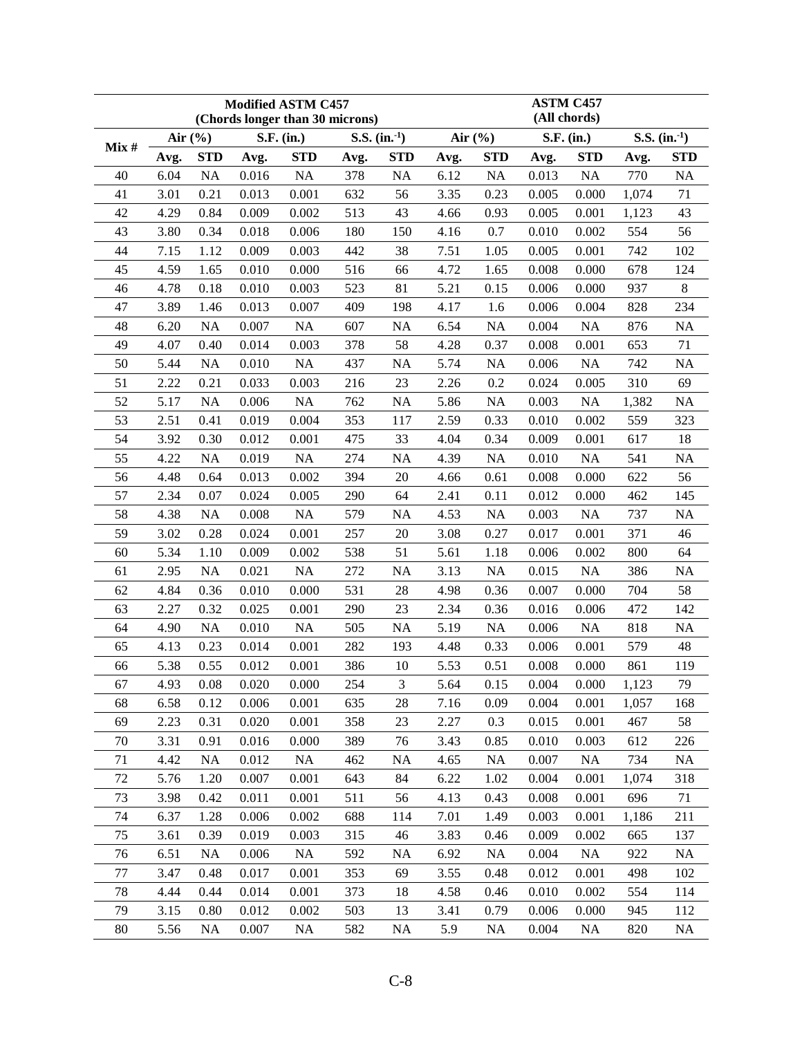| Mix # | Modified ASTM C457 (Chords longer than 30 microns) | | | | | | ASTM C457 (All chords) | | | | | |
|---|---|---|---|---|---|---|---|---|---|---|---|---|
| | Air (%) | | S.F. (in.) | | S.S. (in.$^{-1}$) | | Air (%) | | S.F. (in.) | | S.S. (in.$^{-1}$) | |
| | Avg. | STD | Avg. | STD | Avg. | STD | Avg. | STD | Avg. | STD | Avg. | STD |
| 40 | 6.04 | NA | 0.016 | NA | 378 | NA | 6.12 | NA | 0.013 | NA | 770 | NA |
| 41 | 3.01 | 0.21 | 0.013 | 0.001 | 632 | 56 | 3.35 | 0.23 | 0.005 | 0.000 | 1,074 | 71 |
| 42 | 4.29 | 0.84 | 0.009 | 0.002 | 513 | 43 | 4.66 | 0.93 | 0.005 | 0.001 | 1,123 | 43 |
| 43 | 3.80 | 0.34 | 0.018 | 0.006 | 180 | 150 | 4.16 | 0.7 | 0.010 | 0.002 | 554 | 56 |
| 44 | 7.15 | 1.12 | 0.009 | 0.003 | 442 | 38 | 7.51 | 1.05 | 0.005 | 0.001 | 742 | 102 |
| 45 | 4.59 | 1.65 | 0.010 | 0.000 | 516 | 66 | 4.72 | 1.65 | 0.008 | 0.000 | 678 | 124 |
| 46 | 4.78 | 0.18 | 0.010 | 0.003 | 523 | 81 | 5.21 | 0.15 | 0.006 | 0.000 | 937 | 8 |
| 47 | 3.89 | 1.46 | 0.013 | 0.007 | 409 | 198 | 4.17 | 1.6 | 0.006 | 0.004 | 828 | 234 |
| 48 | 6.20 | NA | 0.007 | NA | 607 | NA | 6.54 | NA | 0.004 | NA | 876 | NA |
| 49 | 4.07 | 0.40 | 0.014 | 0.003 | 378 | 58 | 4.28 | 0.37 | 0.008 | 0.001 | 653 | 71 |
| 50 | 5.44 | NA | 0.010 | NA | 437 | NA | 5.74 | NA | 0.006 | NA | 742 | NA |
| 51 | 2.22 | 0.21 | 0.033 | 0.003 | 216 | 23 | 2.26 | 0.2 | 0.024 | 0.005 | 310 | 69 |
| 52 | 5.17 | NA | 0.006 | NA | 762 | NA | 5.86 | NA | 0.003 | NA | 1,382 | NA |
| 53 | 2.51 | 0.41 | 0.019 | 0.004 | 353 | 117 | 2.59 | 0.33 | 0.010 | 0.002 | 559 | 323 |
| 54 | 3.92 | 0.30 | 0.012 | 0.001 | 475 | 33 | 4.04 | 0.34 | 0.009 | 0.001 | 617 | 18 |
| 55 | 4.22 | NA | 0.019 | NA | 274 | NA | 4.39 | NA | 0.010 | NA | 541 | NA |
| 56 | 4.48 | 0.64 | 0.013 | 0.002 | 394 | 20 | 4.66 | 0.61 | 0.008 | 0.000 | 622 | 56 |
| 57 | 2.34 | 0.07 | 0.024 | 0.005 | 290 | 64 | 2.41 | 0.11 | 0.012 | 0.000 | 462 | 145 |
| 58 | 4.38 | NA | 0.008 | NA | 579 | NA | 4.53 | NA | 0.003 | NA | 737 | NA |
| 59 | 3.02 | 0.28 | 0.024 | 0.001 | 257 | 20 | 3.08 | 0.27 | 0.017 | 0.001 | 371 | 46 |
| 60 | 5.34 | 1.10 | 0.009 | 0.002 | 538 | 51 | 5.61 | 1.18 | 0.006 | 0.002 | 800 | 64 |
| 61 | 2.95 | NA | 0.021 | NA | 272 | NA | 3.13 | NA | 0.015 | NA | 386 | NA |
| 62 | 4.84 | 0.36 | 0.010 | 0.000 | 531 | 28 | 4.98 | 0.36 | 0.007 | 0.000 | 704 | 58 |
| 63 | 2.27 | 0.32 | 0.025 | 0.001 | 290 | 23 | 2.34 | 0.36 | 0.016 | 0.006 | 472 | 142 |
| 64 | 4.90 | NA | 0.010 | NA | 505 | NA | 5.19 | NA | 0.006 | NA | 818 | NA |
| 65 | 4.13 | 0.23 | 0.014 | 0.001 | 282 | 193 | 4.48 | 0.33 | 0.006 | 0.001 | 579 | 48 |
| 66 | 5.38 | 0.55 | 0.012 | 0.001 | 386 | 10 | 5.53 | 0.51 | 0.008 | 0.000 | 861 | 119 |
| 67 | 4.93 | 0.08 | 0.020 | 0.000 | 254 | 3 | 5.64 | 0.15 | 0.004 | 0.000 | 1,123 | 79 |
| 68 | 6.58 | 0.12 | 0.006 | 0.001 | 635 | 28 | 7.16 | 0.09 | 0.004 | 0.001 | 1,057 | 168 |
| 69 | 2.23 | 0.31 | 0.020 | 0.001 | 358 | 23 | 2.27 | 0.3 | 0.015 | 0.001 | 467 | 58 |
| 70 | 3.31 | 0.91 | 0.016 | 0.000 | 389 | 76 | 3.43 | 0.85 | 0.010 | 0.003 | 612 | 226 |
| 71 | 4.42 | NA | 0.012 | NA | 462 | NA | 4.65 | NA | 0.007 | NA | 734 | NA |
| 72 | 5.76 | 1.20 | 0.007 | 0.001 | 643 | 84 | 6.22 | 1.02 | 0.004 | 0.001 | 1,074 | 318 |
| 73 | 3.98 | 0.42 | 0.011 | 0.001 | 511 | 56 | 4.13 | 0.43 | 0.008 | 0.001 | 696 | 71 |
| 74 | 6.37 | 1.28 | 0.006 | 0.002 | 688 | 114 | 7.01 | 1.49 | 0.003 | 0.001 | 1,186 | 211 |
| 75 | 3.61 | 0.39 | 0.019 | 0.003 | 315 | 46 | 3.83 | 0.46 | 0.009 | 0.002 | 665 | 137 |
| 76 | 6.51 | NA | 0.006 | NA | 592 | NA | 6.92 | NA | 0.004 | NA | 922 | NA |
| 77 | 3.47 | 0.48 | 0.017 | 0.001 | 353 | 69 | 3.55 | 0.48 | 0.012 | 0.001 | 498 | 102 |
| 78 | 4.44 | 0.44 | 0.014 | 0.001 | 373 | 18 | 4.58 | 0.46 | 0.010 | 0.002 | 554 | 114 |
| 79 | 3.15 | 0.80 | 0.012 | 0.002 | 503 | 13 | 3.41 | 0.79 | 0.006 | 0.000 | 945 | 112 |
| 80 | 5.56 | NA | 0.007 | NA | 582 | NA | 5.9 | NA | 0.004 | NA | 820 | NA |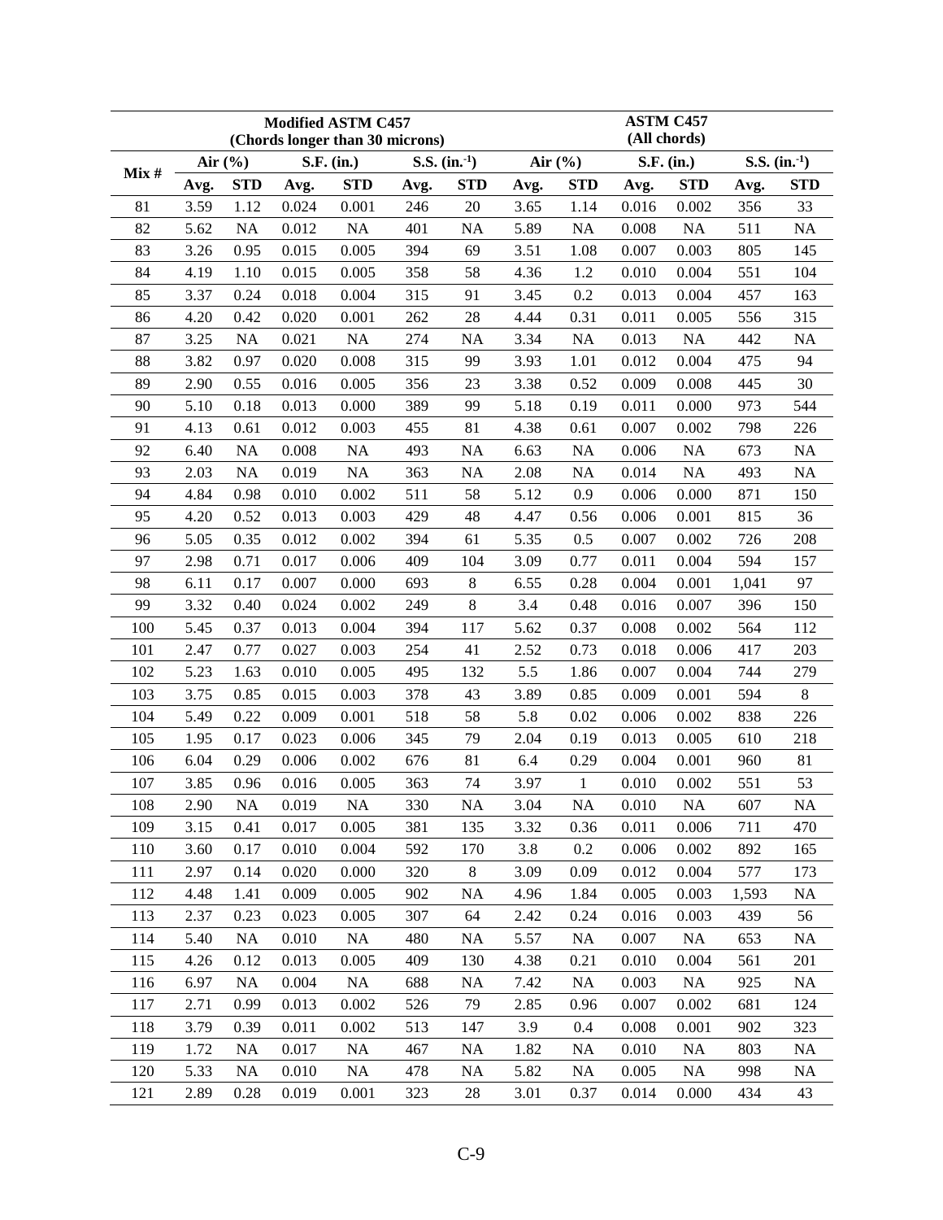| Mix # | Modified ASTM C457 (Chords longer than 30 microns) | | | | | | ASTM C457 (All chords) | | | | | |
|---|---|---|---|---|---|---|---|---|---|---|---|---|
| | Air (%) | | S.F. (in.) | | S.S. (in.$^{-1}$) | | Air (%) | | S.F. (in.) | | S.S. (in.$^{-1}$) | |
| | Avg. | STD | Avg. | STD | Avg. | STD | Avg. | STD | Avg. | STD | Avg. | STD |
| 81 | 3.59 | 1.12 | 0.024 | 0.001 | 246 | 20 | 3.65 | 1.14 | 0.016 | 0.002 | 356 | 33 |
| 82 | 5.62 | NA | 0.012 | NA | 401 | NA | 5.89 | NA | 0.008 | NA | 511 | NA |
| 83 | 3.26 | 0.95 | 0.015 | 0.005 | 394 | 69 | 3.51 | 1.08 | 0.007 | 0.003 | 805 | 145 |
| 84 | 4.19 | 1.10 | 0.015 | 0.005 | 358 | 58 | 4.36 | 1.2 | 0.010 | 0.004 | 551 | 104 |
| 85 | 3.37 | 0.24 | 0.018 | 0.004 | 315 | 91 | 3.45 | 0.2 | 0.013 | 0.004 | 457 | 163 |
| 86 | 4.20 | 0.42 | 0.020 | 0.001 | 262 | 28 | 4.44 | 0.31 | 0.011 | 0.005 | 556 | 315 |
| 87 | 3.25 | NA | 0.021 | NA | 274 | NA | 3.34 | NA | 0.013 | NA | 442 | NA |
| 88 | 3.82 | 0.97 | 0.020 | 0.008 | 315 | 99 | 3.93 | 1.01 | 0.012 | 0.004 | 475 | 94 |
| 89 | 2.90 | 0.55 | 0.016 | 0.005 | 356 | 23 | 3.38 | 0.52 | 0.009 | 0.008 | 445 | 30 |
| 90 | 5.10 | 0.18 | 0.013 | 0.000 | 389 | 99 | 5.18 | 0.19 | 0.011 | 0.000 | 973 | 544 |
| 91 | 4.13 | 0.61 | 0.012 | 0.003 | 455 | 81 | 4.38 | 0.61 | 0.007 | 0.002 | 798 | 226 |
| 92 | 6.40 | NA | 0.008 | NA | 493 | NA | 6.63 | NA | 0.006 | NA | 673 | NA |
| 93 | 2.03 | NA | 0.019 | NA | 363 | NA | 2.08 | NA | 0.014 | NA | 493 | NA |
| 94 | 4.84 | 0.98 | 0.010 | 0.002 | 511 | 58 | 5.12 | 0.9 | 0.006 | 0.000 | 871 | 150 |
| 95 | 4.20 | 0.52 | 0.013 | 0.003 | 429 | 48 | 4.47 | 0.56 | 0.006 | 0.001 | 815 | 36 |
| 96 | 5.05 | 0.35 | 0.012 | 0.002 | 394 | 61 | 5.35 | 0.5 | 0.007 | 0.002 | 726 | 208 |
| 97 | 2.98 | 0.71 | 0.017 | 0.006 | 409 | 104 | 3.09 | 0.77 | 0.011 | 0.004 | 594 | 157 |
| 98 | 6.11 | 0.17 | 0.007 | 0.000 | 693 | 8 | 6.55 | 0.28 | 0.004 | 0.001 | 1,041 | 97 |
| 99 | 3.32 | 0.40 | 0.024 | 0.002 | 249 | 8 | 3.4 | 0.48 | 0.016 | 0.007 | 396 | 150 |
| 100 | 5.45 | 0.37 | 0.013 | 0.004 | 394 | 117 | 5.62 | 0.37 | 0.008 | 0.002 | 564 | 112 |
| 101 | 2.47 | 0.77 | 0.027 | 0.003 | 254 | 41 | 2.52 | 0.73 | 0.018 | 0.006 | 417 | 203 |
| 102 | 5.23 | 1.63 | 0.010 | 0.005 | 495 | 132 | 5.5 | 1.86 | 0.007 | 0.004 | 744 | 279 |
| 103 | 3.75 | 0.85 | 0.015 | 0.003 | 378 | 43 | 3.89 | 0.85 | 0.009 | 0.001 | 594 | 8 |
| 104 | 5.49 | 0.22 | 0.009 | 0.001 | 518 | 58 | 5.8 | 0.02 | 0.006 | 0.002 | 838 | 226 |
| 105 | 1.95 | 0.17 | 0.023 | 0.006 | 345 | 79 | 2.04 | 0.19 | 0.013 | 0.005 | 610 | 218 |
| 106 | 6.04 | 0.29 | 0.006 | 0.002 | 676 | 81 | 6.4 | 0.29 | 0.004 | 0.001 | 960 | 81 |
| 107 | 3.85 | 0.96 | 0.016 | 0.005 | 363 | 74 | 3.97 | 1 | 0.010 | 0.002 | 551 | 53 |
| 108 | 2.90 | NA | 0.019 | NA | 330 | NA | 3.04 | NA | 0.010 | NA | 607 | NA |
| 109 | 3.15 | 0.41 | 0.017 | 0.005 | 381 | 135 | 3.32 | 0.36 | 0.011 | 0.006 | 711 | 470 |
| 110 | 3.60 | 0.17 | 0.010 | 0.004 | 592 | 170 | 3.8 | 0.2 | 0.006 | 0.002 | 892 | 165 |
| 111 | 2.97 | 0.14 | 0.020 | 0.000 | 320 | 8 | 3.09 | 0.09 | 0.012 | 0.004 | 577 | 173 |
| 112 | 4.48 | 1.41 | 0.009 | 0.005 | 902 | NA | 4.96 | 1.84 | 0.005 | 0.003 | 1,593 | NA |
| 113 | 2.37 | 0.23 | 0.023 | 0.005 | 307 | 64 | 2.42 | 0.24 | 0.016 | 0.003 | 439 | 56 |
| 114 | 5.40 | NA | 0.010 | NA | 480 | NA | 5.57 | NA | 0.007 | NA | 653 | NA |
| 115 | 4.26 | 0.12 | 0.013 | 0.005 | 409 | 130 | 4.38 | 0.21 | 0.010 | 0.004 | 561 | 201 |
| 116 | 6.97 | NA | 0.004 | NA | 688 | NA | 7.42 | NA | 0.003 | NA | 925 | NA |
| 117 | 2.71 | 0.99 | 0.013 | 0.002 | 526 | 79 | 2.85 | 0.96 | 0.007 | 0.002 | 681 | 124 |
| 118 | 3.79 | 0.39 | 0.011 | 0.002 | 513 | 147 | 3.9 | 0.4 | 0.008 | 0.001 | 902 | 323 |
| 119 | 1.72 | NA | 0.017 | NA | 467 | NA | 1.82 | NA | 0.010 | NA | 803 | NA |
| 120 | 5.33 | NA | 0.010 | NA | 478 | NA | 5.82 | NA | 0.005 | NA | 998 | NA |
| 121 | 2.89 | 0.28 | 0.019 | 0.001 | 323 | 28 | 3.01 | 0.37 | 0.014 | 0.000 | 434 | 43 |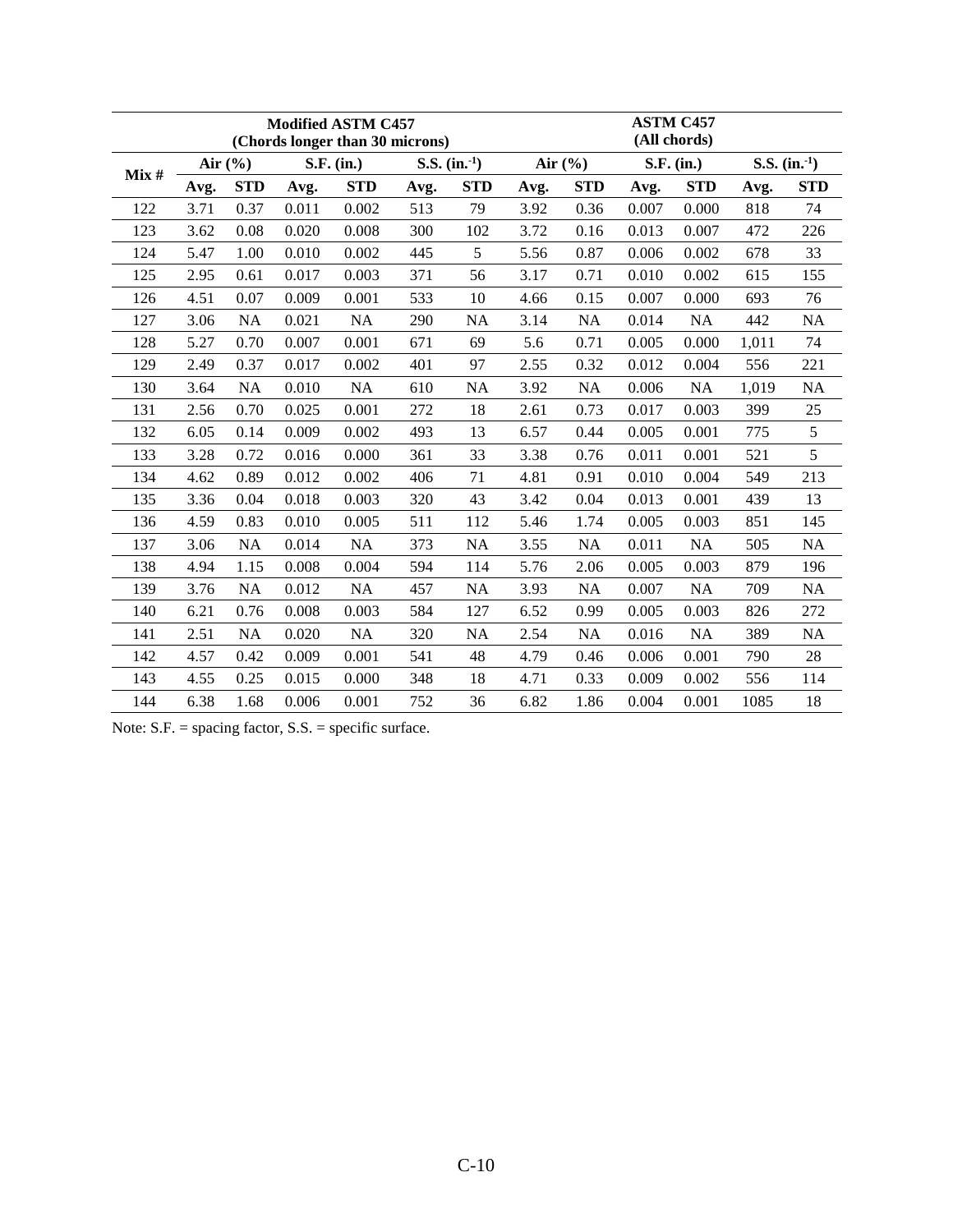| Mix # | Modified ASTM C457 (Chords longer than 30 microns) | | | | | | ASTM C457 (All chords) | | | | | |
|---|---|---|---|---|---|---|---|---|---|---|---|---|
| | Air (%) | | S.F. (in.) | | S.S. (in.$^{-1}$) | | Air (%) | | S.F. (in.) | | S.S. (in.$^{-1}$) | |
| | **Avg.** | **STD** | **Avg.** | **STD** | **Avg.** | **STD** | **Avg.** | **STD** | **Avg.** | **STD** | **Avg.** | **STD** |
| 122 | 3.71 | 0.37 | 0.011 | 0.002 | 513 | 79 | 3.92 | 0.36 | 0.007 | 0.000 | 818 | 74 |
| 123 | 3.62 | 0.08 | 0.020 | 0.008 | 300 | 102 | 3.72 | 0.16 | 0.013 | 0.007 | 472 | 226 |
| 124 | 5.47 | 1.00 | 0.010 | 0.002 | 445 | 5 | 5.56 | 0.87 | 0.006 | 0.002 | 678 | 33 |
| 125 | 2.95 | 0.61 | 0.017 | 0.003 | 371 | 56 | 3.17 | 0.71 | 0.010 | 0.002 | 615 | 155 |
| 126 | 4.51 | 0.07 | 0.009 | 0.001 | 533 | 10 | 4.66 | 0.15 | 0.007 | 0.000 | 693 | 76 |
| 127 | 3.06 | NA | 0.021 | NA | 290 | NA | 3.14 | NA | 0.014 | NA | 442 | NA |
| 128 | 5.27 | 0.70 | 0.007 | 0.001 | 671 | 69 | 5.6 | 0.71 | 0.005 | 0.000 | 1,011 | 74 |
| 129 | 2.49 | 0.37 | 0.017 | 0.002 | 401 | 97 | 2.55 | 0.32 | 0.012 | 0.004 | 556 | 221 |
| 130 | 3.64 | NA | 0.010 | NA | 610 | NA | 3.92 | NA | 0.006 | NA | 1,019 | NA |
| 131 | 2.56 | 0.70 | 0.025 | 0.001 | 272 | 18 | 2.61 | 0.73 | 0.017 | 0.003 | 399 | 25 |
| 132 | 6.05 | 0.14 | 0.009 | 0.002 | 493 | 13 | 6.57 | 0.44 | 0.005 | 0.001 | 775 | 5 |
| 133 | 3.28 | 0.72 | 0.016 | 0.000 | 361 | 33 | 3.38 | 0.76 | 0.011 | 0.001 | 521 | 5 |
| 134 | 4.62 | 0.89 | 0.012 | 0.002 | 406 | 71 | 4.81 | 0.91 | 0.010 | 0.004 | 549 | 213 |
| 135 | 3.36 | 0.04 | 0.018 | 0.003 | 320 | 43 | 3.42 | 0.04 | 0.013 | 0.001 | 439 | 13 |
| 136 | 4.59 | 0.83 | 0.010 | 0.005 | 511 | 112 | 5.46 | 1.74 | 0.005 | 0.003 | 851 | 145 |
| 137 | 3.06 | NA | 0.014 | NA | 373 | NA | 3.55 | NA | 0.011 | NA | 505 | NA |
| 138 | 4.94 | 1.15 | 0.008 | 0.004 | 594 | 114 | 5.76 | 2.06 | 0.005 | 0.003 | 879 | 196 |
| 139 | 3.76 | NA | 0.012 | NA | 457 | NA | 3.93 | NA | 0.007 | NA | 709 | NA |
| 140 | 6.21 | 0.76 | 0.008 | 0.003 | 584 | 127 | 6.52 | 0.99 | 0.005 | 0.003 | 826 | 272 |
| 141 | 2.51 | NA | 0.020 | NA | 320 | NA | 2.54 | NA | 0.016 | NA | 389 | NA |
| 142 | 4.57 | 0.42 | 0.009 | 0.001 | 541 | 48 | 4.79 | 0.46 | 0.006 | 0.001 | 790 | 28 |
| 143 | 4.55 | 0.25 | 0.015 | 0.000 | 348 | 18 | 4.71 | 0.33 | 0.009 | 0.002 | 556 | 114 |
| 144 | 6.38 | 1.68 | 0.006 | 0.001 | 752 | 36 | 6.82 | 1.86 | 0.004 | 0.001 | 1085 | 18 |

Note: S.F. = spacing factor, S.S. = specific surface.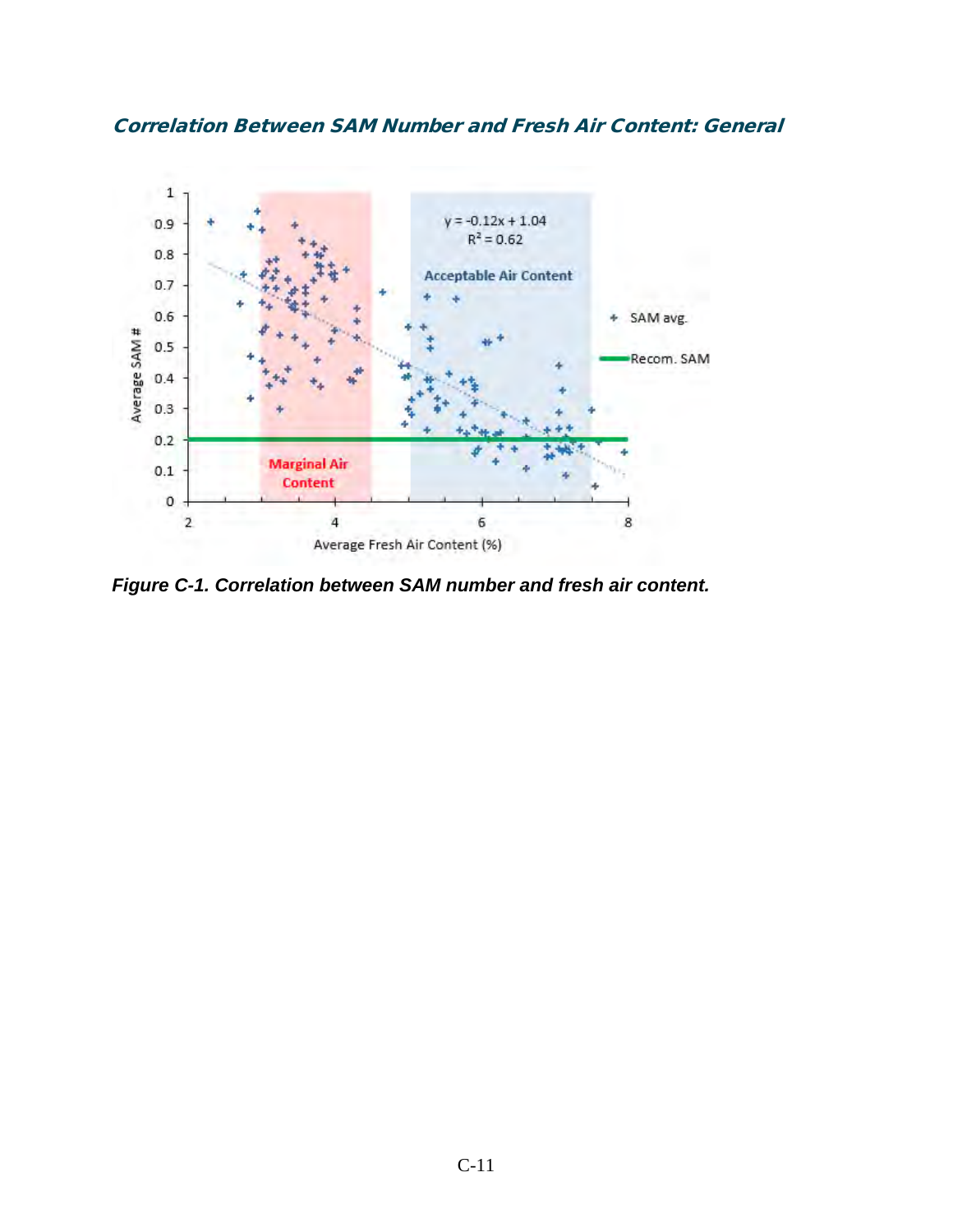### *Correlation Between SAM Number and Fresh Air Content: General*

***Figure C-1. Correlation between SAM number and fresh air content.***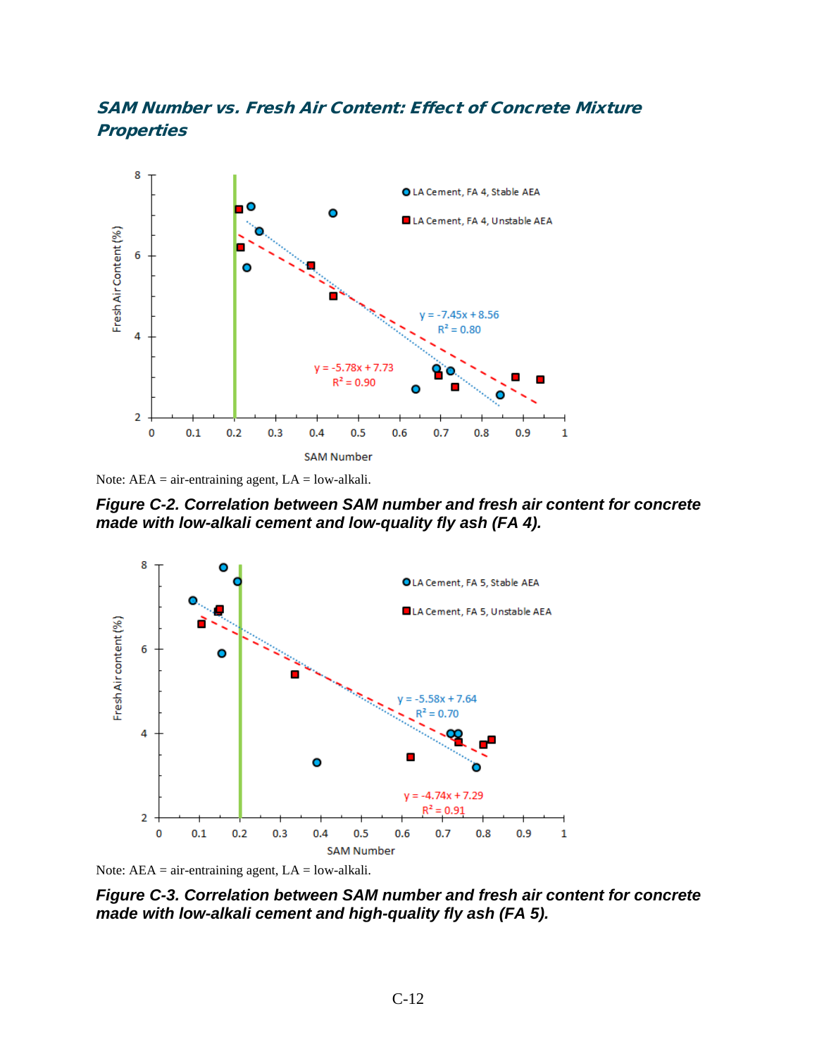## *SAM Number vs. Fresh Air Content: Effect of Concrete Mixture Properties*

Note: AEA = air-entraining agent, LA = low-alkali.

***Figure C-2. Correlation between SAM number and fresh air content for concrete made with low-alkali cement and low-quality fly ash (FA 4).***

Note: AEA = air-entraining agent, LA = low-alkali.

***Figure C-3. Correlation between SAM number and fresh air content for concrete made with low-alkali cement and high-quality fly ash (FA 5).***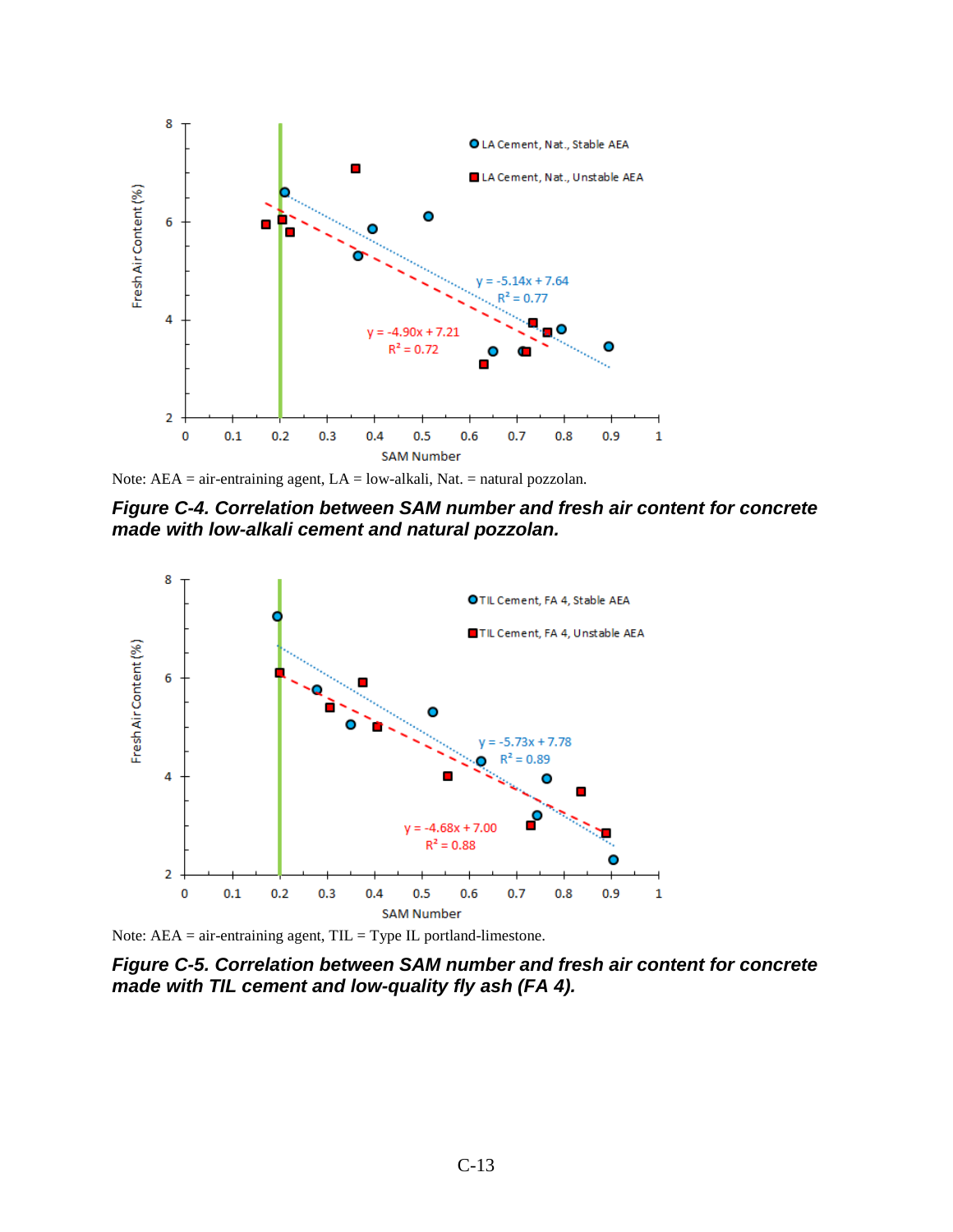Note: AEA = air-entraining agent, LA = low-alkali, Nat. = natural pozzolan.

***Figure C-4. Correlation between SAM number and fresh air content for concrete made with low-alkali cement and natural pozzolan.***

Note: AEA = air-entraining agent, TIL = Type IL portland-limestone.

***Figure C-5. Correlation between SAM number and fresh air content for concrete made with TIL cement and low-quality fly ash (FA 4).***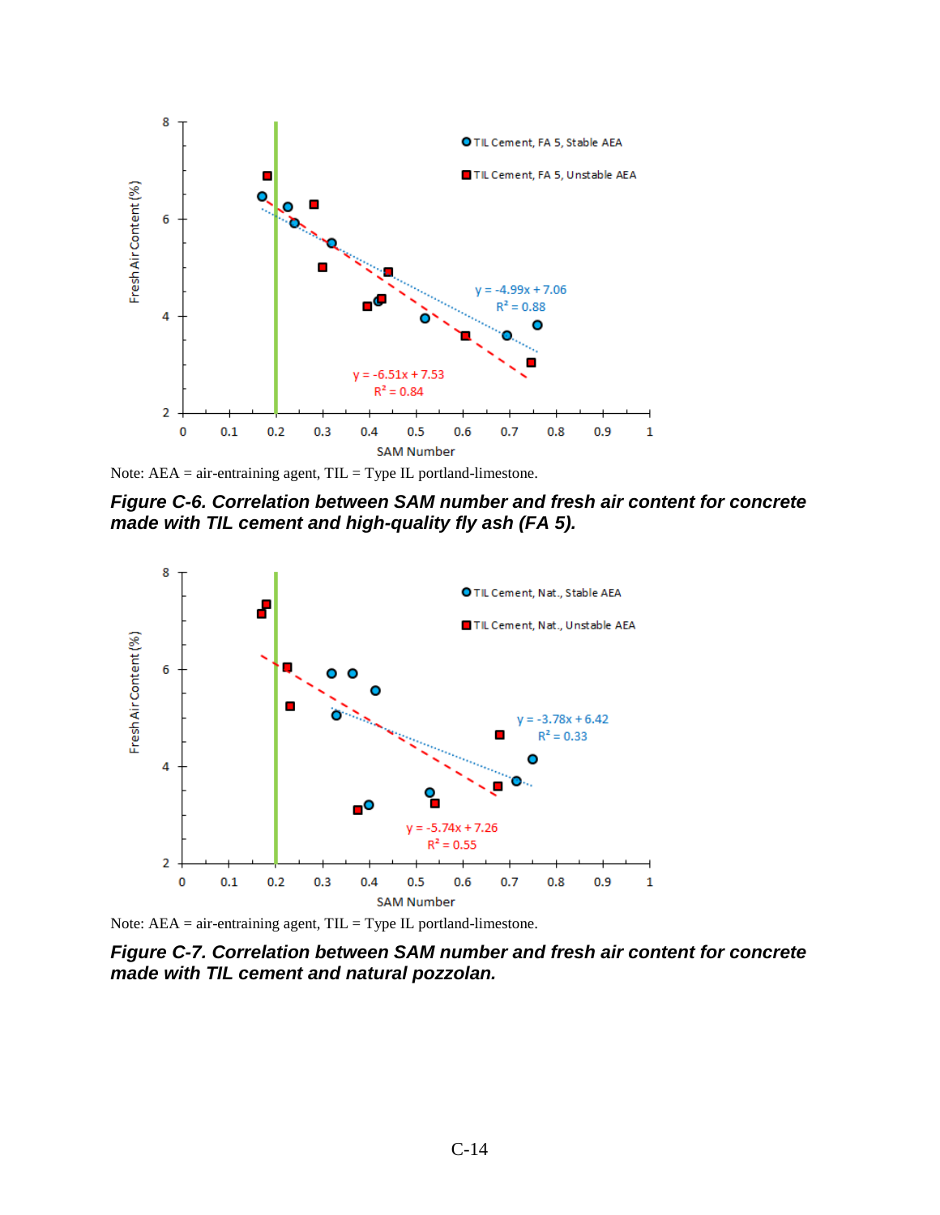Note: AEA = air-entraining agent, TIL = Type IL portland-limestone.

***Figure C-6. Correlation between SAM number and fresh air content for concrete made with TIL cement and high-quality fly ash (FA 5).***

Note: AEA = air-entraining agent, TIL = Type IL portland-limestone.

***Figure C-7. Correlation between SAM number and fresh air content for concrete made with TIL cement and natural pozzolan.***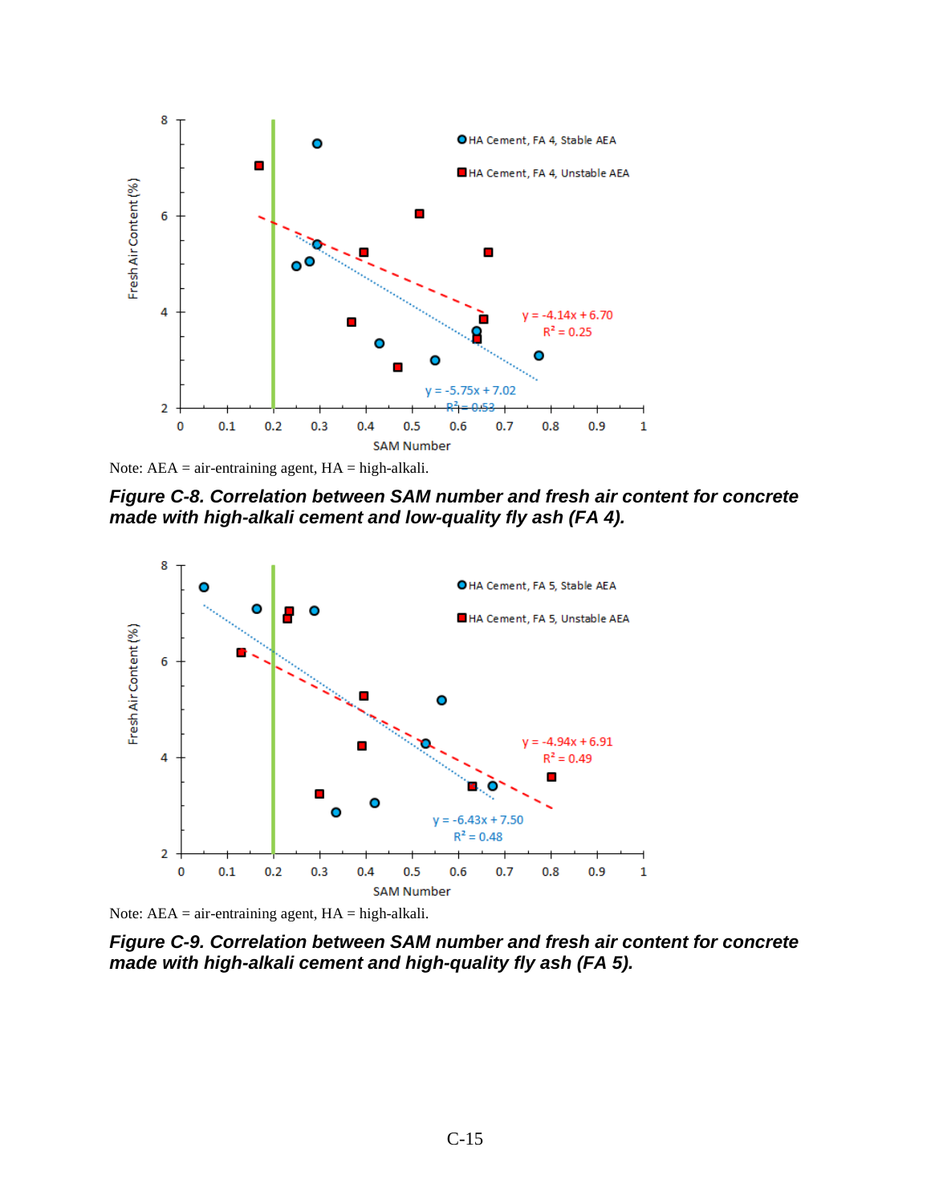Note: AEA = air-entraining agent, HA = high-alkali.

***Figure C-8. Correlation between SAM number and fresh air content for concrete made with high-alkali cement and low-quality fly ash (FA 4).***

Note: AEA = air-entraining agent, HA = high-alkali.

***Figure C-9. Correlation between SAM number and fresh air content for concrete made with high-alkali cement and high-quality fly ash (FA 5).***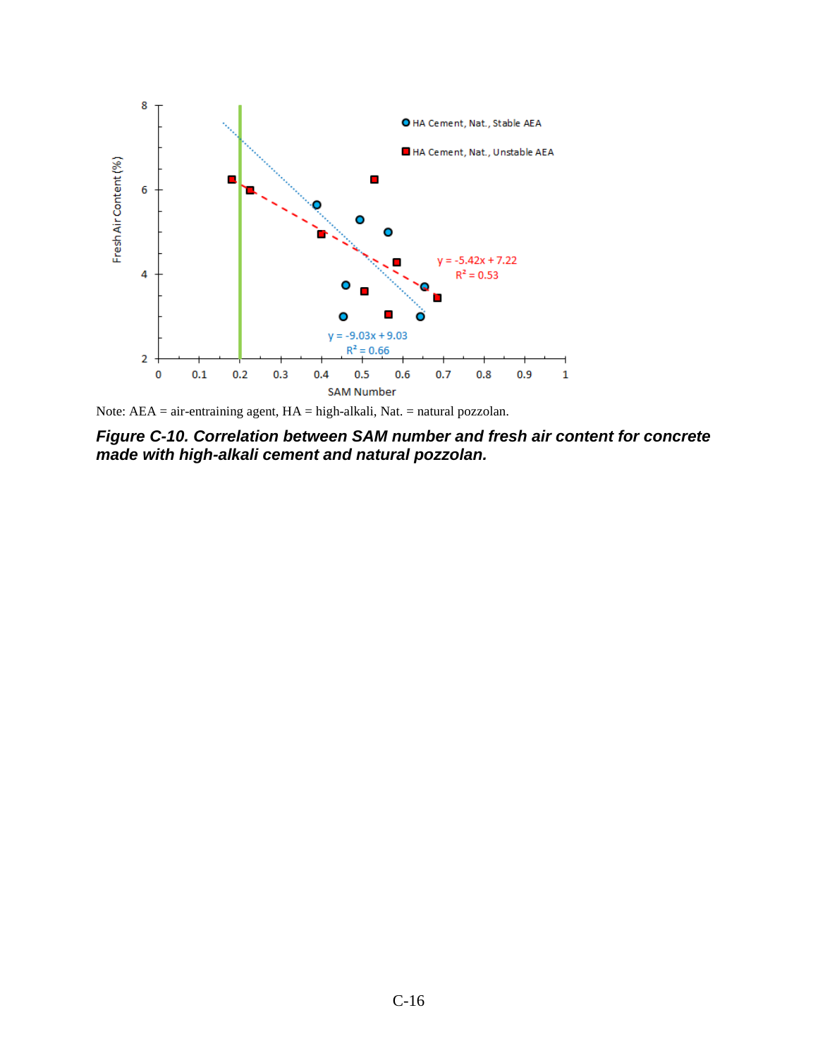Note: AEA = air-entraining agent, HA = high-alkali, Nat. = natural pozzolan.

***Figure C-10. Correlation between SAM number and fresh air content for concrete made with high-alkali cement and natural pozzolan.***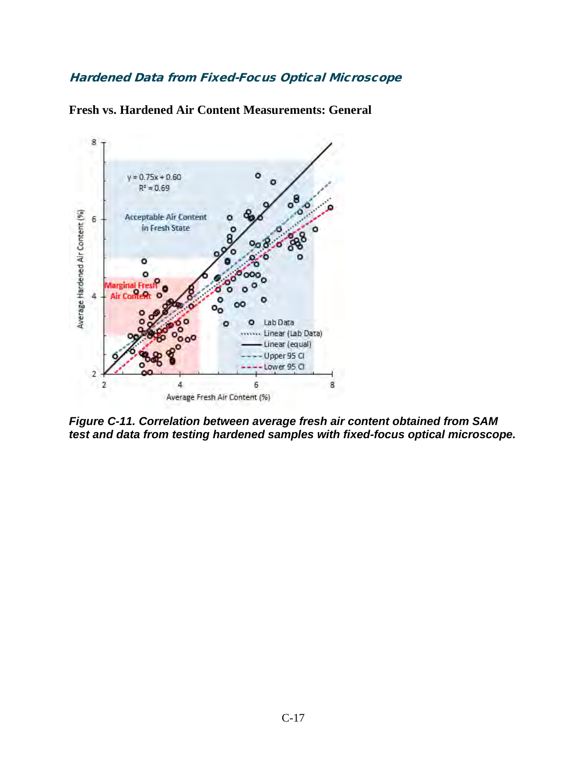### Hardened Data from Fixed-Focus Optical Microscope

**Fresh vs. Hardened Air Content Measurements: General**

*Figure C-11. Correlation between average fresh air content obtained from SAM test and data from testing hardened samples with fixed-focus optical microscope.*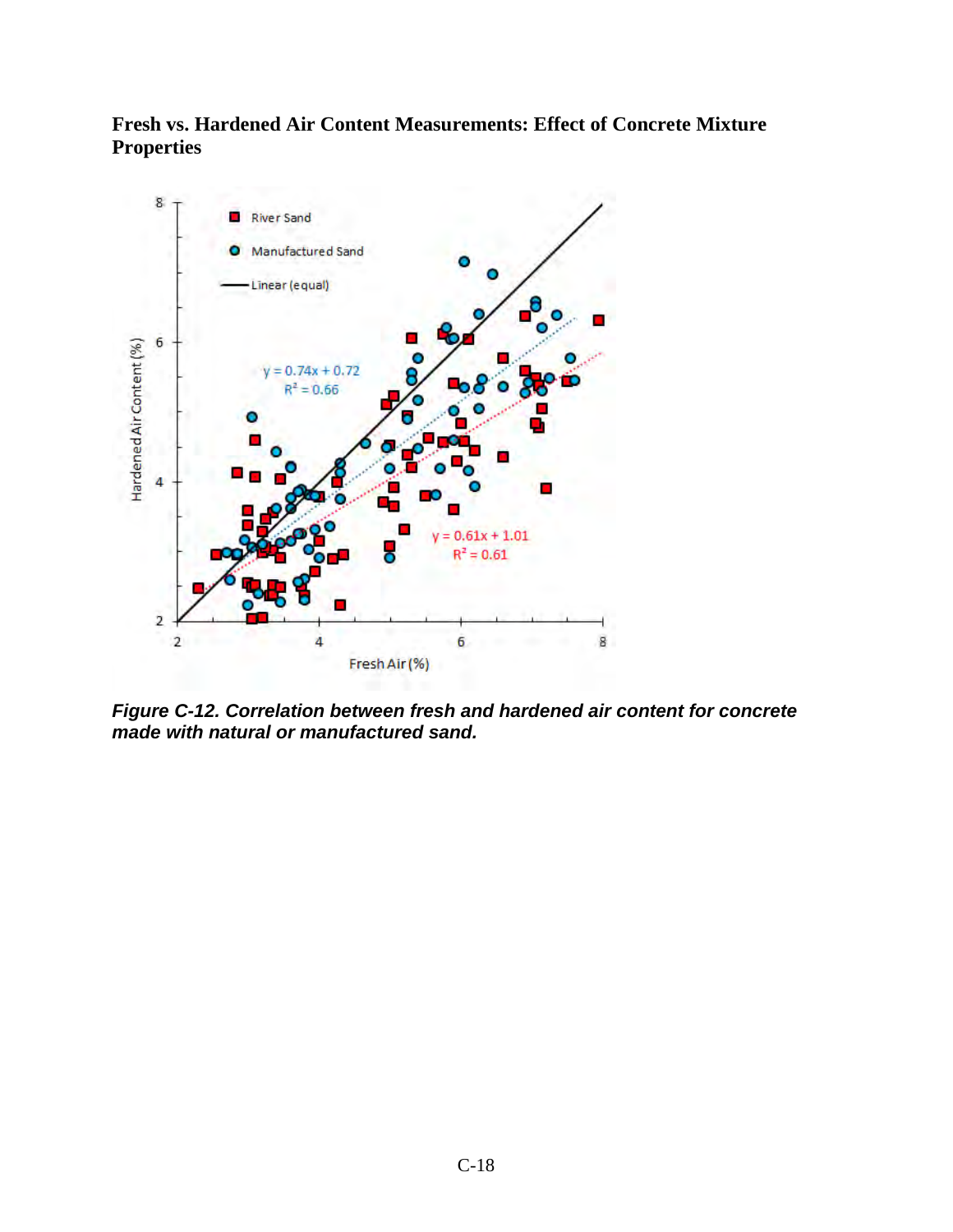**Fresh vs. Hardened Air Content Measurements: Effect of Concrete Mixture Properties**

*Figure C-12. Correlation between fresh and hardened air content for concrete made with natural or manufactured sand.*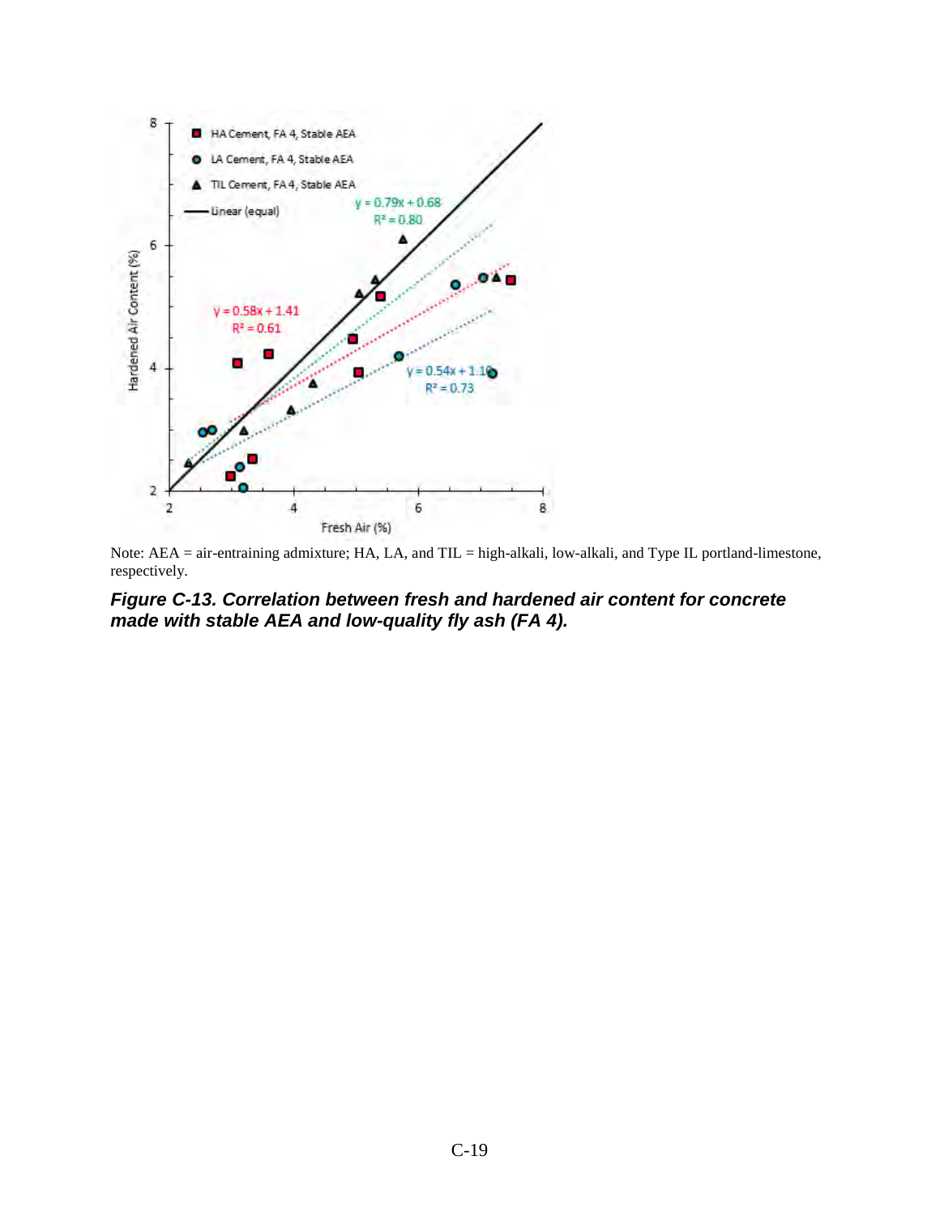Note: AEA = air-entraining admixture; HA, LA, and TIL = high-alkali, low-alkali, and Type IL portland-limestone, respectively.

***Figure C-13. Correlation between fresh and hardened air content for concrete made with stable AEA and low-quality fly ash (FA 4).***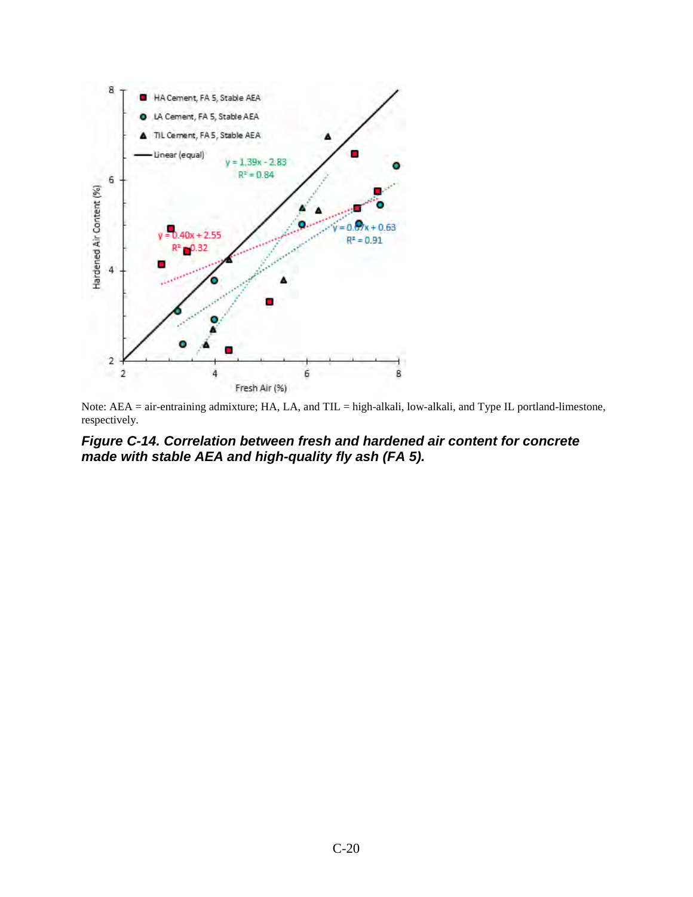Note: AEA = air-entraining admixture; HA, LA, and TIL = high-alkali, low-alkali, and Type IL portland-limestone, respectively.

***Figure C-14. Correlation between fresh and hardened air content for concrete made with stable AEA and high-quality fly ash (FA 5).***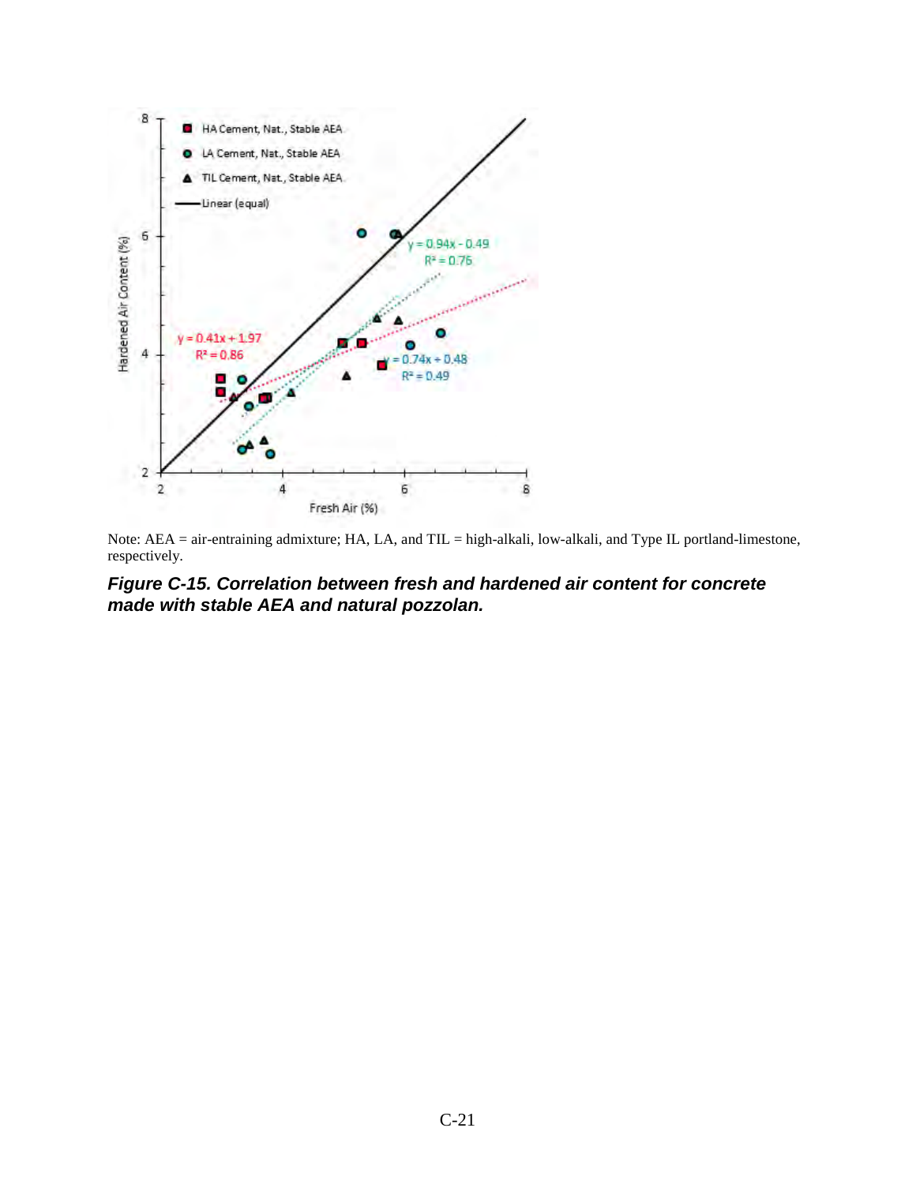Note: AEA = air-entraining admixture; HA, LA, and TIL = high-alkali, low-alkali, and Type IL portland-limestone, respectively.

***Figure C-15. Correlation between fresh and hardened air content for concrete made with stable AEA and natural pozzolan.***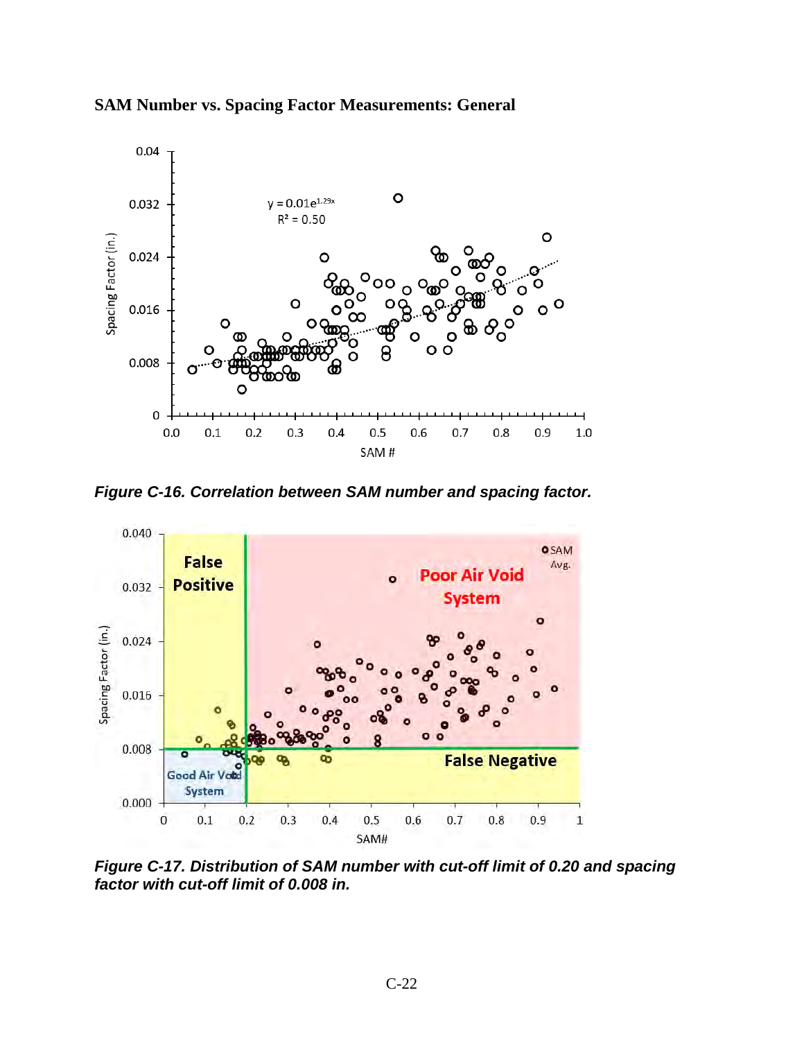**SAM Number vs. Spacing Factor Measurements: General**

*Figure C-16. Correlation between SAM number and spacing factor.*

*Figure C-17. Distribution of SAM number with cut-off limit of 0.20 and spacing factor with cut-off limit of 0.008 in.*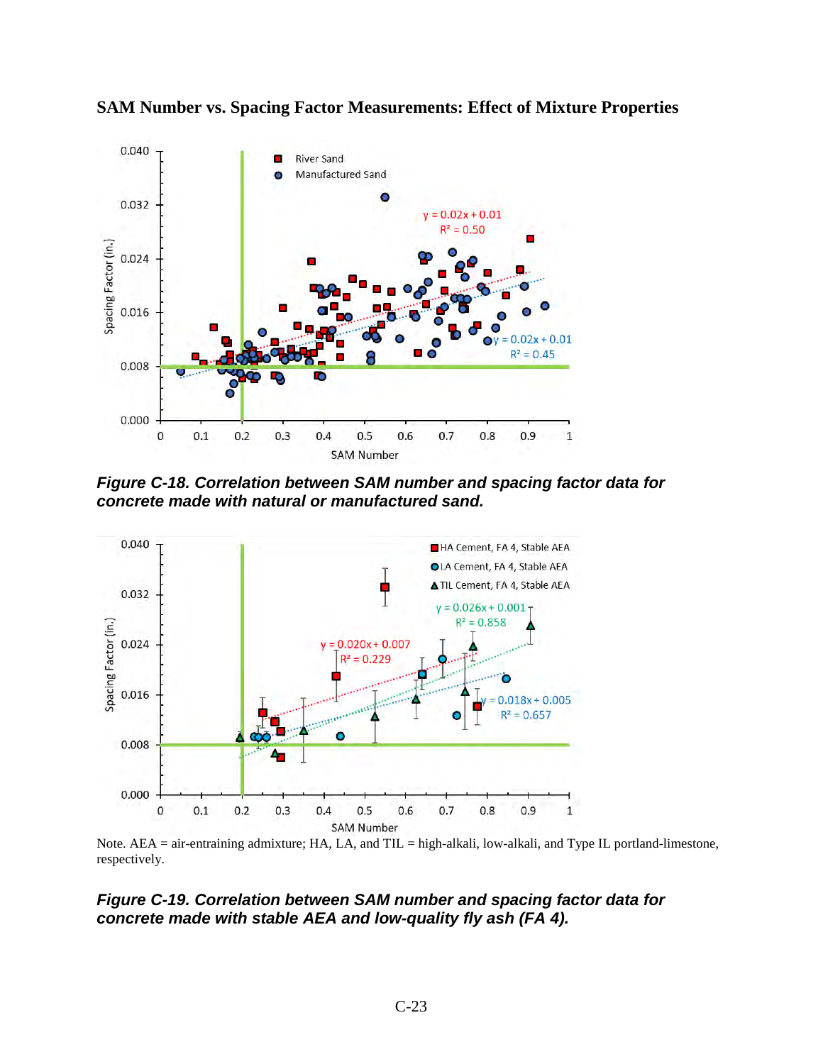**SAM Number vs. Spacing Factor Measurements: Effect of Mixture Properties**

***Figure C-18. Correlation between SAM number and spacing factor data for concrete made with natural or manufactured sand.***

Note. AEA = air-entraining admixture; HA, LA, and TIL = high-alkali, low-alkali, and Type IL portland-limestone, respectively.

***Figure C-19. Correlation between SAM number and spacing factor data for concrete made with stable AEA and low-quality fly ash (FA 4).***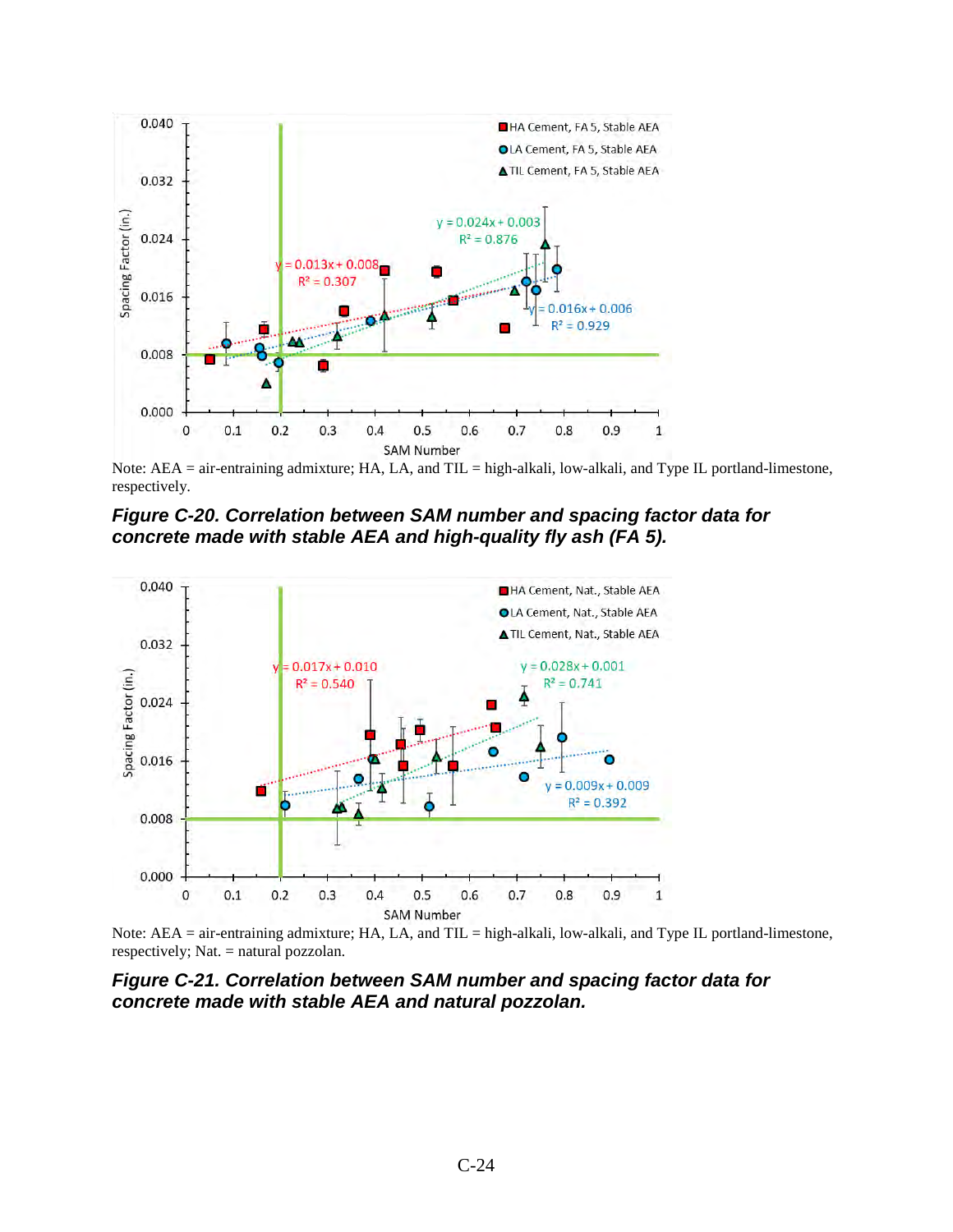Note: AEA = air-entraining admixture; HA, LA, and TIL = high-alkali, low-alkali, and Type IL portland-limestone, respectively.

***Figure C-20. Correlation between SAM number and spacing factor data for concrete made with stable AEA and high-quality fly ash (FA 5).***

Note: AEA = air-entraining admixture; HA, LA, and TIL = high-alkali, low-alkali, and Type IL portland-limestone, respectively; Nat. = natural pozzolan.

***Figure C-21. Correlation between SAM number and spacing factor data for concrete made with stable AEA and natural pozzolan.***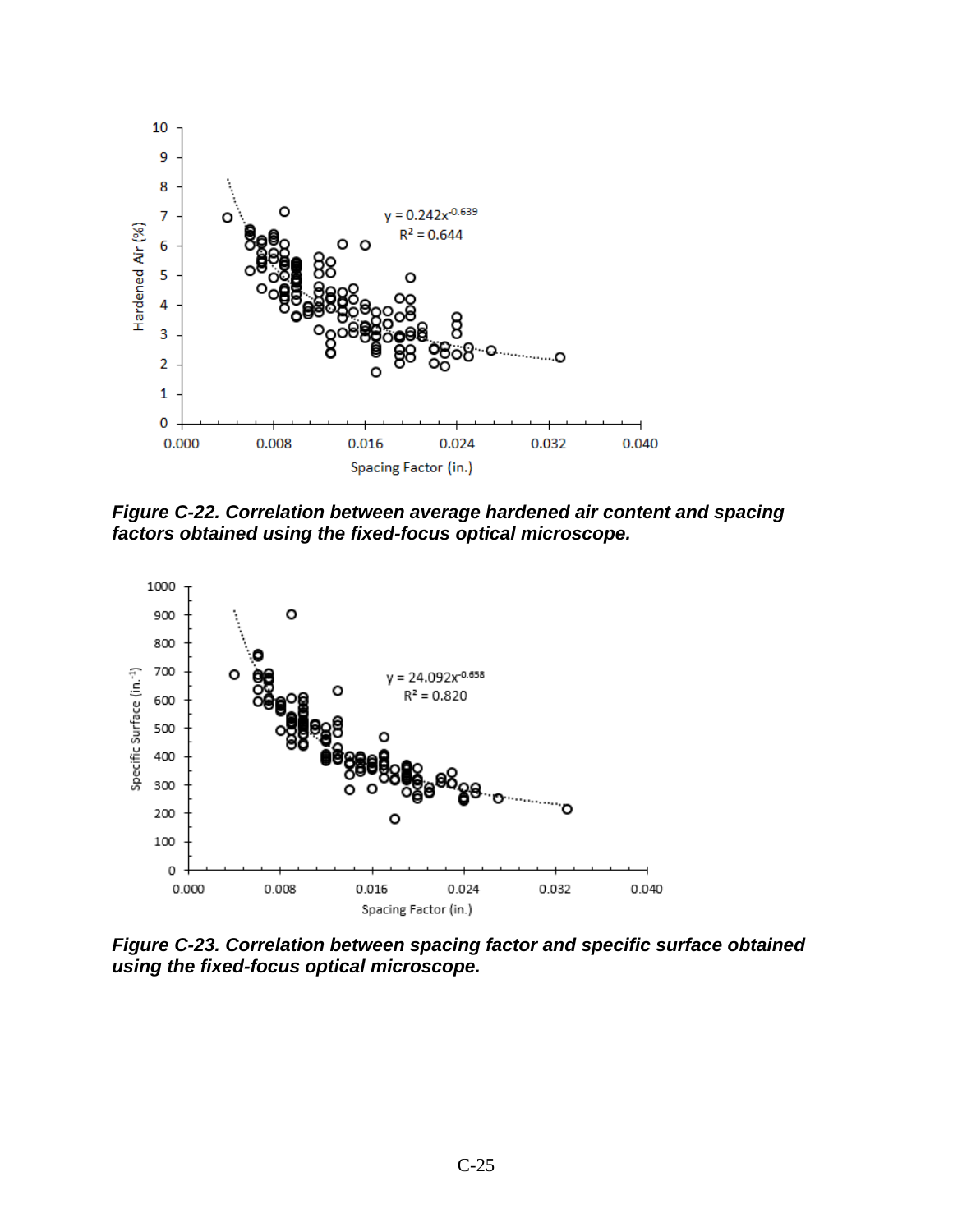10
9
8
7
6
5
4
3
2
1
0

Hardened Air (%)

$y = 0.242x^{-0.639}$
$R^2 = 0.644$

0.000 0.008 0.016 0.024 0.032 0.040

Spacing Factor (in.)

***Figure C-22. Correlation between average hardened air content and spacing factors obtained using the fixed-focus optical microscope.***

1000
900
800
700
600
500
400
300
200
100
0

Specific Surface (in.$^{-1}$)

$y = 24.092x^{-0.658}$
$R^2 = 0.820$

0.000 0.008 0.016 0.024 0.032 0.040

Spacing Factor (in.)

***Figure C-23. Correlation between spacing factor and specific surface obtained using the fixed-focus optical microscope.***